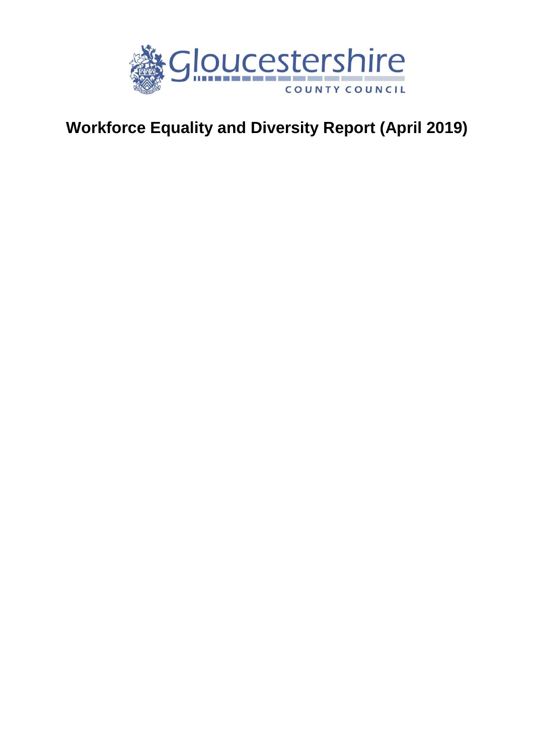Gloucestershire COUNTY COUNCIL

# Workforce Equality and Diversity Report (April 2019)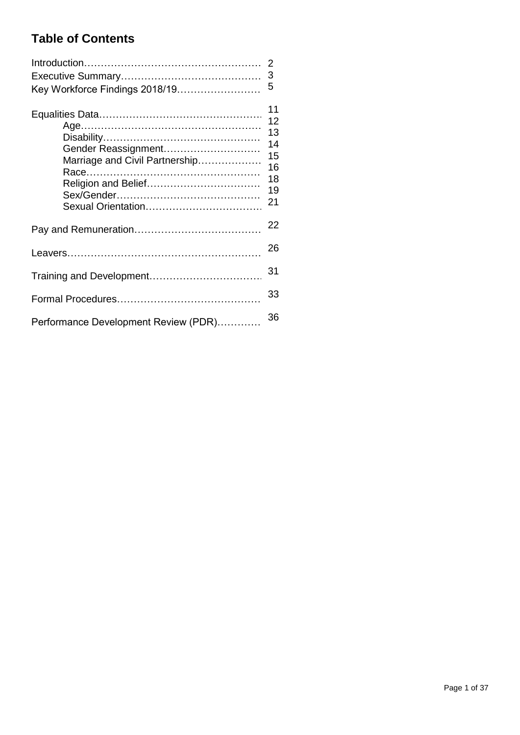# Table of Contents

| | |
|---|---|
| Introduction | 2 |
| Executive Summary | 3 |
| Key Workforce Findings 2018/19 | 5 |
| Equalities Data | 11 |
| Age | 12 |
| Disability | 13 |
| Gender Reassignment | 14 |
| Marriage and Civil Partnership | 15 |
| Race | 16 |
| Religion and Belief | 18 |
| Sex/Gender | 19 |
| Sexual Orientation | 21 |
| Pay and Remuneration | 22 |
| Leavers | 26 |
| Training and Development | 31 |
| Formal Procedures | 33 |
| Performance Development Review (PDR) | 36 |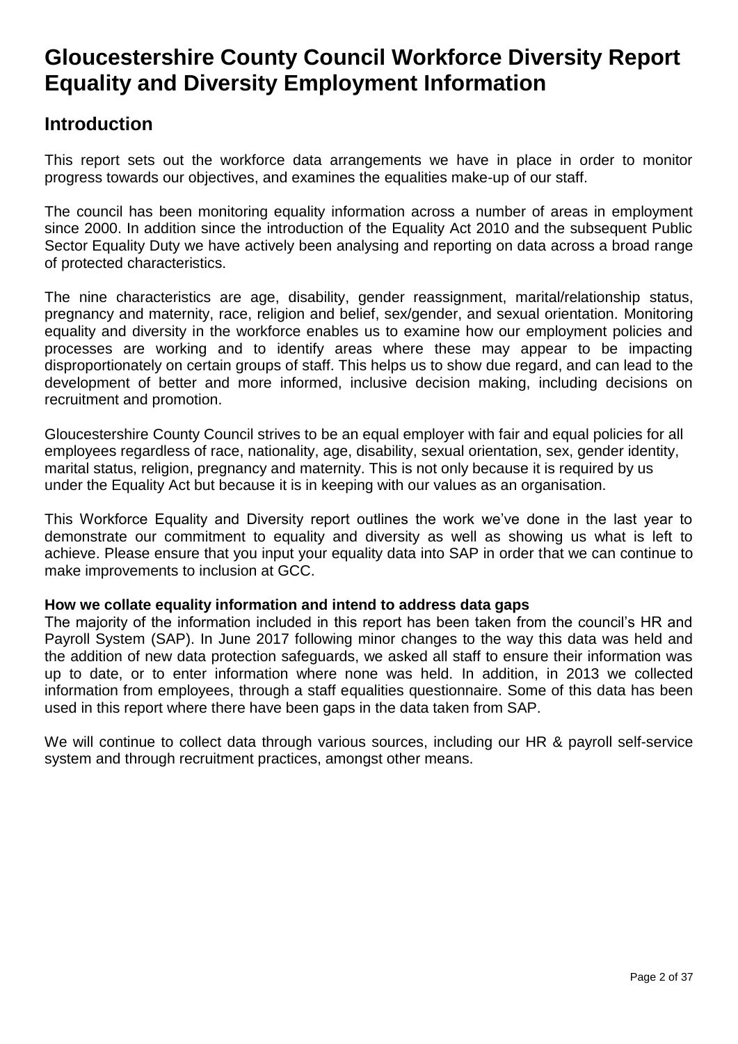# Gloucestershire County Council Workforce Diversity Report Equality and Diversity Employment Information

## Introduction

This report sets out the workforce data arrangements we have in place in order to monitor progress towards our objectives, and examines the equalities make-up of our staff.

The council has been monitoring equality information across a number of areas in employment since 2000. In addition since the introduction of the Equality Act 2010 and the subsequent Public Sector Equality Duty we have actively been analysing and reporting on data across a broad range of protected characteristics.

The nine characteristics are age, disability, gender reassignment, marital/relationship status, pregnancy and maternity, race, religion and belief, sex/gender, and sexual orientation. Monitoring equality and diversity in the workforce enables us to examine how our employment policies and processes are working and to identify areas where these may appear to be impacting disproportionately on certain groups of staff. This helps us to show due regard, and can lead to the development of better and more informed, inclusive decision making, including decisions on recruitment and promotion.

Gloucestershire County Council strives to be an equal employer with fair and equal policies for all employees regardless of race, nationality, age, disability, sexual orientation, sex, gender identity, marital status, religion, pregnancy and maternity. This is not only because it is required by us under the Equality Act but because it is in keeping with our values as an organisation.

This Workforce Equality and Diversity report outlines the work we've done in the last year to demonstrate our commitment to equality and diversity as well as showing us what is left to achieve. Please ensure that you input your equality data into SAP in order that we can continue to make improvements to inclusion at GCC.

**How we collate equality information and intend to address data gaps**

The majority of the information included in this report has been taken from the council's HR and Payroll System (SAP). In June 2017 following minor changes to the way this data was held and the addition of new data protection safeguards, we asked all staff to ensure their information was up to date, or to enter information where none was held. In addition, in 2013 we collected information from employees, through a staff equalities questionnaire. Some of this data has been used in this report where there have been gaps in the data taken from SAP.

We will continue to collect data through various sources, including our HR & payroll self-service system and through recruitment practices, amongst other means.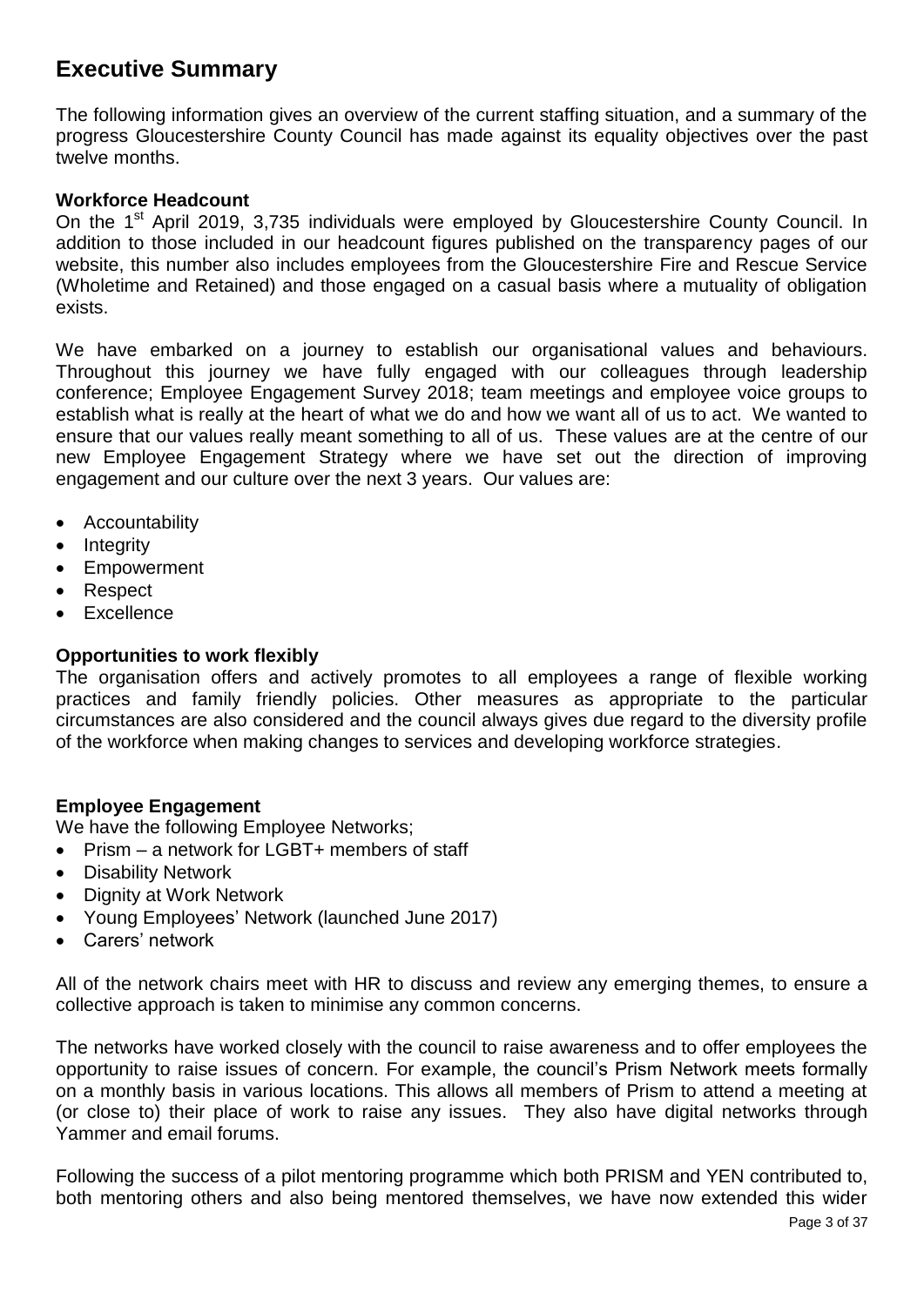# Executive Summary

The following information gives an overview of the current staffing situation, and a summary of the progress Gloucestershire County Council has made against its equality objectives over the past twelve months.

**Workforce Headcount**

On the 1st April 2019, 3,735 individuals were employed by Gloucestershire County Council. In addition to those included in our headcount figures published on the transparency pages of our website, this number also includes employees from the Gloucestershire Fire and Rescue Service (Wholetime and Retained) and those engaged on a casual basis where a mutuality of obligation exists.

We have embarked on a journey to establish our organisational values and behaviours. Throughout this journey we have fully engaged with our colleagues through leadership conference; Employee Engagement Survey 2018; team meetings and employee voice groups to establish what is really at the heart of what we do and how we want all of us to act. We wanted to ensure that our values really meant something to all of us. These values are at the centre of our new Employee Engagement Strategy where we have set out the direction of improving engagement and our culture over the next 3 years. Our values are:

- Accountability
- Integrity
- Empowerment
- Respect
- Excellence

**Opportunities to work flexibly**

The organisation offers and actively promotes to all employees a range of flexible working practices and family friendly policies. Other measures as appropriate to the particular circumstances are also considered and the council always gives due regard to the diversity profile of the workforce when making changes to services and developing workforce strategies.

**Employee Engagement**

We have the following Employee Networks;

- Prism – a network for LGBT+ members of staff
- Disability Network
- Dignity at Work Network
- Young Employees' Network (launched June 2017)
- Carers' network

All of the network chairs meet with HR to discuss and review any emerging themes, to ensure a collective approach is taken to minimise any common concerns.

The networks have worked closely with the council to raise awareness and to offer employees the opportunity to raise issues of concern. For example, the council's Prism Network meets formally on a monthly basis in various locations. This allows all members of Prism to attend a meeting at (or close to) their place of work to raise any issues. They also have digital networks through Yammer and email forums.

Following the success of a pilot mentoring programme which both PRISM and YEN contributed to, both mentoring others and also being mentored themselves, we have now extended this wider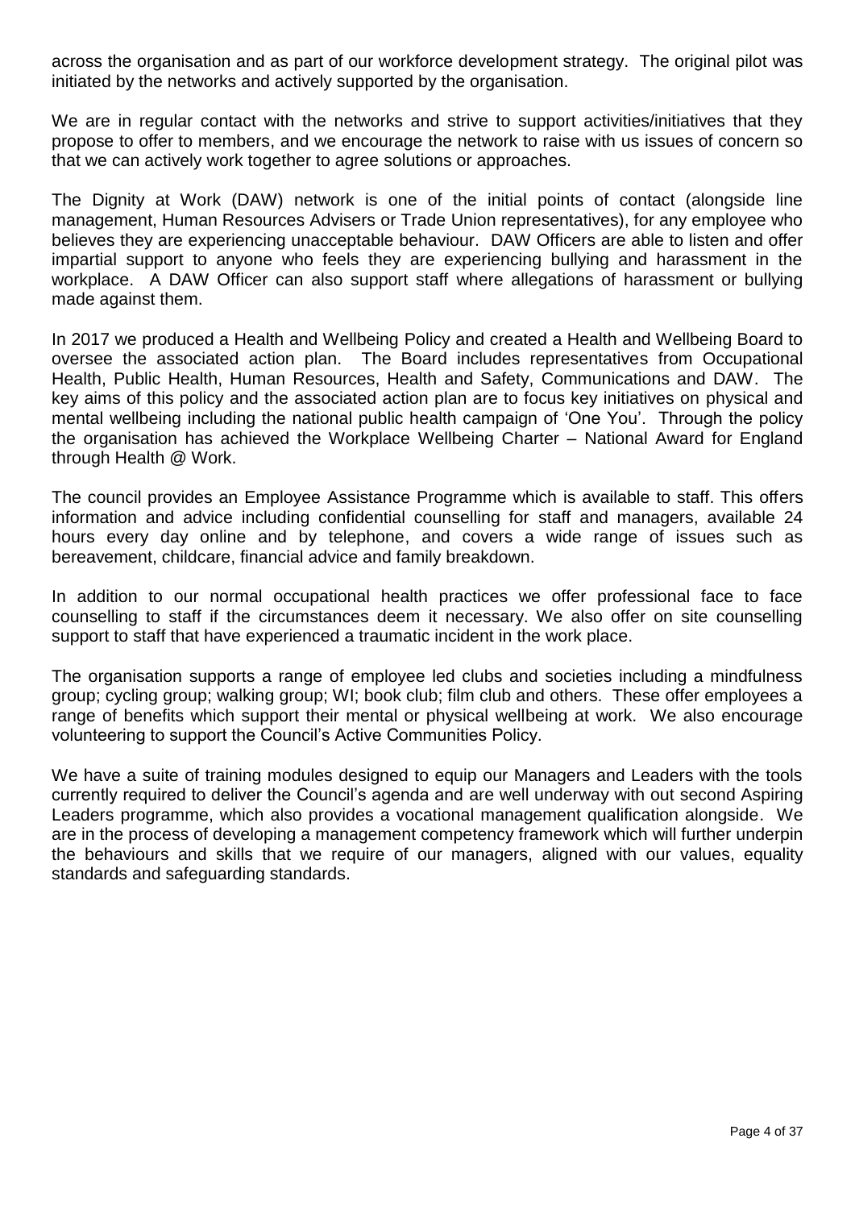across the organisation and as part of our workforce development strategy. The original pilot was initiated by the networks and actively supported by the organisation.

We are in regular contact with the networks and strive to support activities/initiatives that they propose to offer to members, and we encourage the network to raise with us issues of concern so that we can actively work together to agree solutions or approaches.

The Dignity at Work (DAW) network is one of the initial points of contact (alongside line management, Human Resources Advisers or Trade Union representatives), for any employee who believes they are experiencing unacceptable behaviour. DAW Officers are able to listen and offer impartial support to anyone who feels they are experiencing bullying and harassment in the workplace. A DAW Officer can also support staff where allegations of harassment or bullying made against them.

In 2017 we produced a Health and Wellbeing Policy and created a Health and Wellbeing Board to oversee the associated action plan. The Board includes representatives from Occupational Health, Public Health, Human Resources, Health and Safety, Communications and DAW. The key aims of this policy and the associated action plan are to focus key initiatives on physical and mental wellbeing including the national public health campaign of 'One You'. Through the policy the organisation has achieved the Workplace Wellbeing Charter – National Award for England through Health @ Work.

The council provides an Employee Assistance Programme which is available to staff. This offers information and advice including confidential counselling for staff and managers, available 24 hours every day online and by telephone, and covers a wide range of issues such as bereavement, childcare, financial advice and family breakdown.

In addition to our normal occupational health practices we offer professional face to face counselling to staff if the circumstances deem it necessary. We also offer on site counselling support to staff that have experienced a traumatic incident in the work place.

The organisation supports a range of employee led clubs and societies including a mindfulness group; cycling group; walking group; WI; book club; film club and others. These offer employees a range of benefits which support their mental or physical wellbeing at work. We also encourage volunteering to support the Council's Active Communities Policy.

We have a suite of training modules designed to equip our Managers and Leaders with the tools currently required to deliver the Council's agenda and are well underway with out second Aspiring Leaders programme, which also provides a vocational management qualification alongside. We are in the process of developing a management competency framework which will further underpin the behaviours and skills that we require of our managers, aligned with our values, equality standards and safeguarding standards.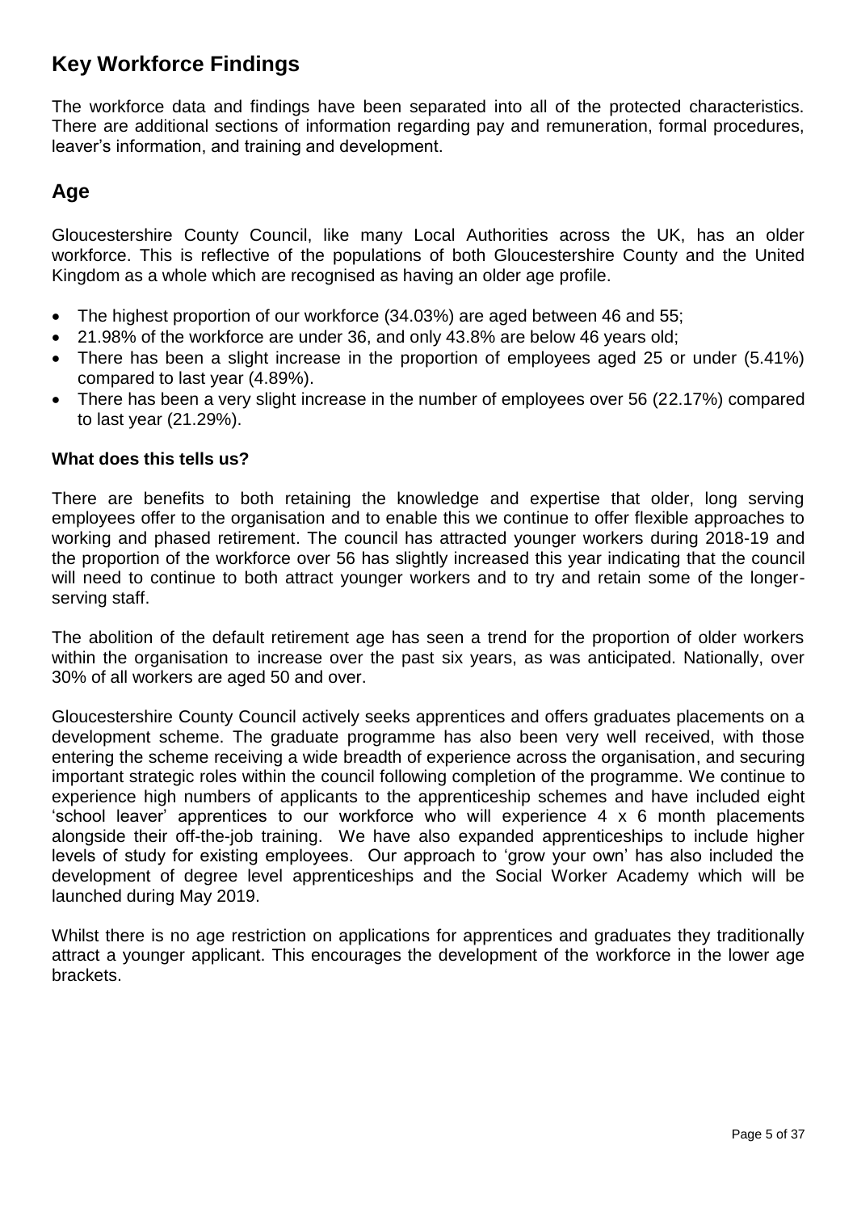## Key Workforce Findings

The workforce data and findings have been separated into all of the protected characteristics. There are additional sections of information regarding pay and remuneration, formal procedures, leaver's information, and training and development.

## Age

Gloucestershire County Council, like many Local Authorities across the UK, has an older workforce. This is reflective of the populations of both Gloucestershire County and the United Kingdom as a whole which are recognised as having an older age profile.

- The highest proportion of our workforce (34.03%) are aged between 46 and 55;
- 21.98% of the workforce are under 36, and only 43.8% are below 46 years old;
- There has been a slight increase in the proportion of employees aged 25 or under (5.41%) compared to last year (4.89%).
- There has been a very slight increase in the number of employees over 56 (22.17%) compared to last year (21.29%).

**What does this tells us?**

There are benefits to both retaining the knowledge and expertise that older, long serving employees offer to the organisation and to enable this we continue to offer flexible approaches to working and phased retirement. The council has attracted younger workers during 2018-19 and the proportion of the workforce over 56 has slightly increased this year indicating that the council will need to continue to both attract younger workers and to try and retain some of the longer-serving staff.

The abolition of the default retirement age has seen a trend for the proportion of older workers within the organisation to increase over the past six years, as was anticipated. Nationally, over 30% of all workers are aged 50 and over.

Gloucestershire County Council actively seeks apprentices and offers graduates placements on a development scheme. The graduate programme has also been very well received, with those entering the scheme receiving a wide breadth of experience across the organisation, and securing important strategic roles within the council following completion of the programme. We continue to experience high numbers of applicants to the apprenticeship schemes and have included eight 'school leaver' apprentices to our workforce who will experience 4 x 6 month placements alongside their off-the-job training. We have also expanded apprenticeships to include higher levels of study for existing employees. Our approach to 'grow your own' has also included the development of degree level apprenticeships and the Social Worker Academy which will be launched during May 2019.

Whilst there is no age restriction on applications for apprentices and graduates they traditionally attract a younger applicant. This encourages the development of the workforce in the lower age brackets.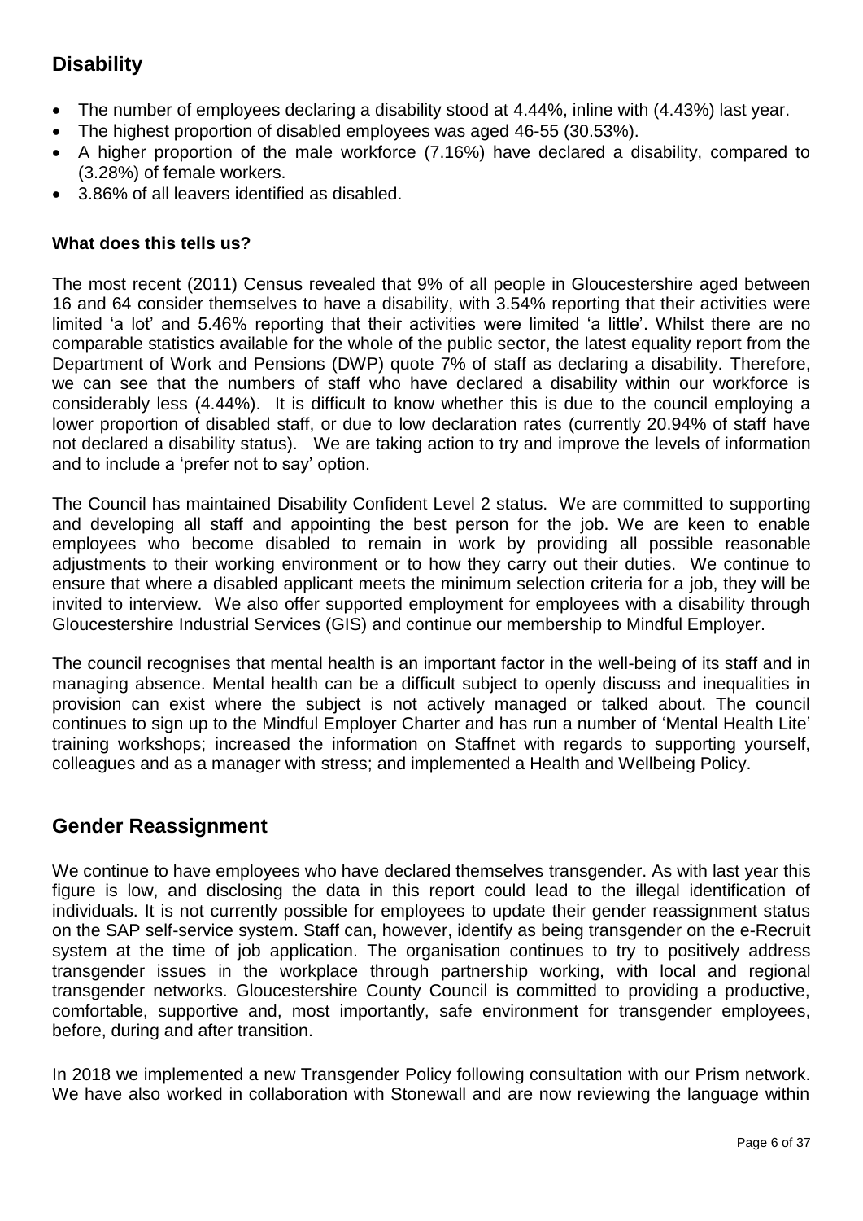## Disability

- The number of employees declaring a disability stood at 4.44%, inline with (4.43%) last year.
- The highest proportion of disabled employees was aged 46-55 (30.53%).
- A higher proportion of the male workforce (7.16%) have declared a disability, compared to (3.28%) of female workers.
- 3.86% of all leavers identified as disabled.

**What does this tells us?**

The most recent (2011) Census revealed that 9% of all people in Gloucestershire aged between 16 and 64 consider themselves to have a disability, with 3.54% reporting that their activities were limited 'a lot' and 5.46% reporting that their activities were limited 'a little'. Whilst there are no comparable statistics available for the whole of the public sector, the latest equality report from the Department of Work and Pensions (DWP) quote 7% of staff as declaring a disability. Therefore, we can see that the numbers of staff who have declared a disability within our workforce is considerably less (4.44%). It is difficult to know whether this is due to the council employing a lower proportion of disabled staff, or due to low declaration rates (currently 20.94% of staff have not declared a disability status). We are taking action to try and improve the levels of information and to include a 'prefer not to say' option.

The Council has maintained Disability Confident Level 2 status. We are committed to supporting and developing all staff and appointing the best person for the job. We are keen to enable employees who become disabled to remain in work by providing all possible reasonable adjustments to their working environment or to how they carry out their duties. We continue to ensure that where a disabled applicant meets the minimum selection criteria for a job, they will be invited to interview. We also offer supported employment for employees with a disability through Gloucestershire Industrial Services (GIS) and continue our membership to Mindful Employer.

The council recognises that mental health is an important factor in the well-being of its staff and in managing absence. Mental health can be a difficult subject to openly discuss and inequalities in provision can exist where the subject is not actively managed or talked about. The council continues to sign up to the Mindful Employer Charter and has run a number of 'Mental Health Lite' training workshops; increased the information on Staffnet with regards to supporting yourself, colleagues and as a manager with stress; and implemented a Health and Wellbeing Policy.

## Gender Reassignment

We continue to have employees who have declared themselves transgender. As with last year this figure is low, and disclosing the data in this report could lead to the illegal identification of individuals. It is not currently possible for employees to update their gender reassignment status on the SAP self-service system. Staff can, however, identify as being transgender on the e-Recruit system at the time of job application. The organisation continues to try to positively address transgender issues in the workplace through partnership working, with local and regional transgender networks. Gloucestershire County Council is committed to providing a productive, comfortable, supportive and, most importantly, safe environment for transgender employees, before, during and after transition.

In 2018 we implemented a new Transgender Policy following consultation with our Prism network. We have also worked in collaboration with Stonewall and are now reviewing the language within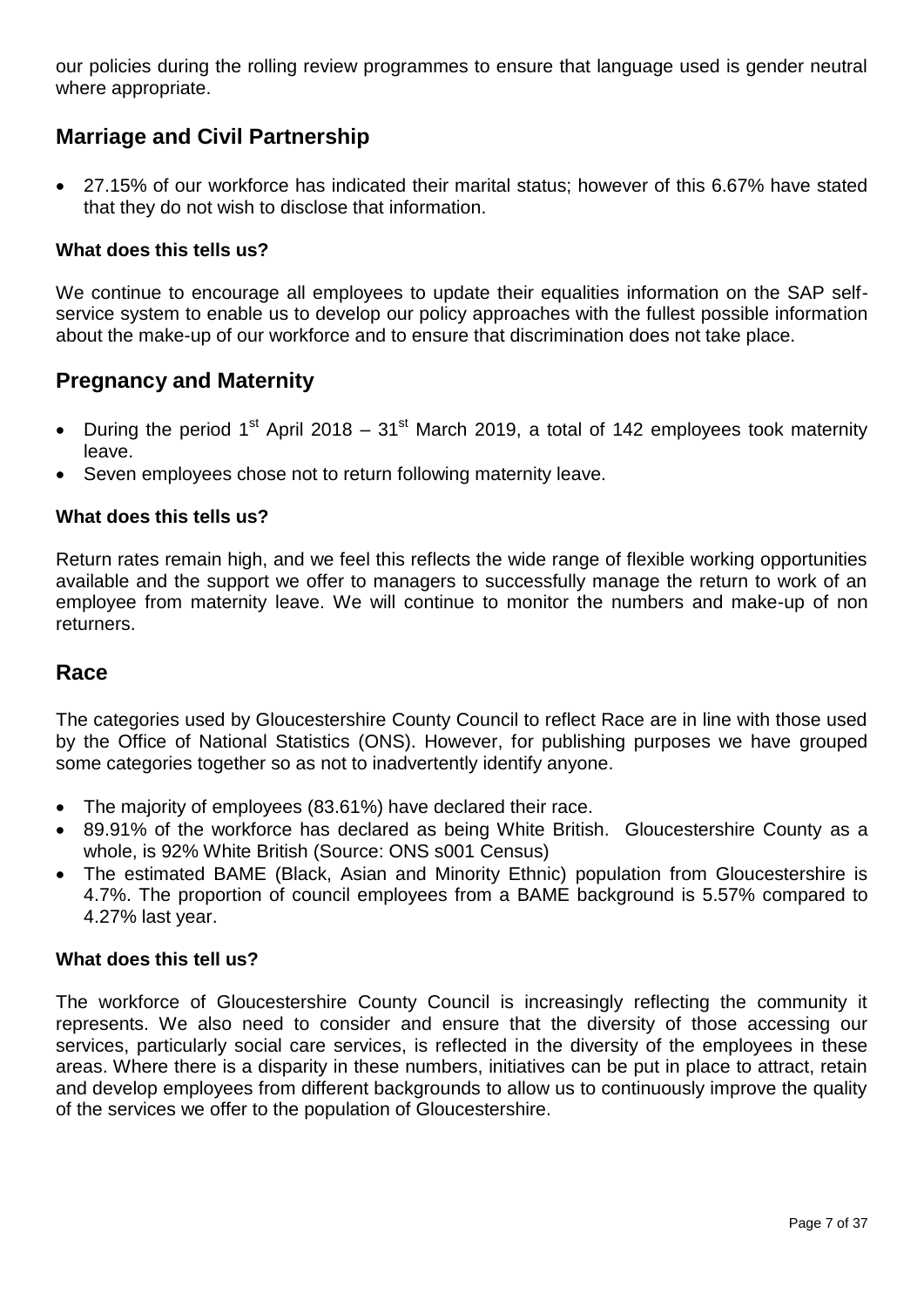our policies during the rolling review programmes to ensure that language used is gender neutral where appropriate.

## Marriage and Civil Partnership

- 27.15% of our workforce has indicated their marital status; however of this 6.67% have stated that they do not wish to disclose that information.

**What does this tells us?**

We continue to encourage all employees to update their equalities information on the SAP self-service system to enable us to develop our policy approaches with the fullest possible information about the make-up of our workforce and to ensure that discrimination does not take place.

## Pregnancy and Maternity

- During the period 1st April 2018 – 31st March 2019, a total of 142 employees took maternity leave.
- Seven employees chose not to return following maternity leave.

**What does this tells us?**

Return rates remain high, and we feel this reflects the wide range of flexible working opportunities available and the support we offer to managers to successfully manage the return to work of an employee from maternity leave. We will continue to monitor the numbers and make-up of non returners.

## Race

The categories used by Gloucestershire County Council to reflect Race are in line with those used by the Office of National Statistics (ONS). However, for publishing purposes we have grouped some categories together so as not to inadvertently identify anyone.

- The majority of employees (83.61%) have declared their race.
- 89.91% of the workforce has declared as being White British. Gloucestershire County as a whole, is 92% White British (Source: ONS s001 Census)
- The estimated BAME (Black, Asian and Minority Ethnic) population from Gloucestershire is 4.7%. The proportion of council employees from a BAME background is 5.57% compared to 4.27% last year.

**What does this tell us?**

The workforce of Gloucestershire County Council is increasingly reflecting the community it represents. We also need to consider and ensure that the diversity of those accessing our services, particularly social care services, is reflected in the diversity of the employees in these areas. Where there is a disparity in these numbers, initiatives can be put in place to attract, retain and develop employees from different backgrounds to allow us to continuously improve the quality of the services we offer to the population of Gloucestershire.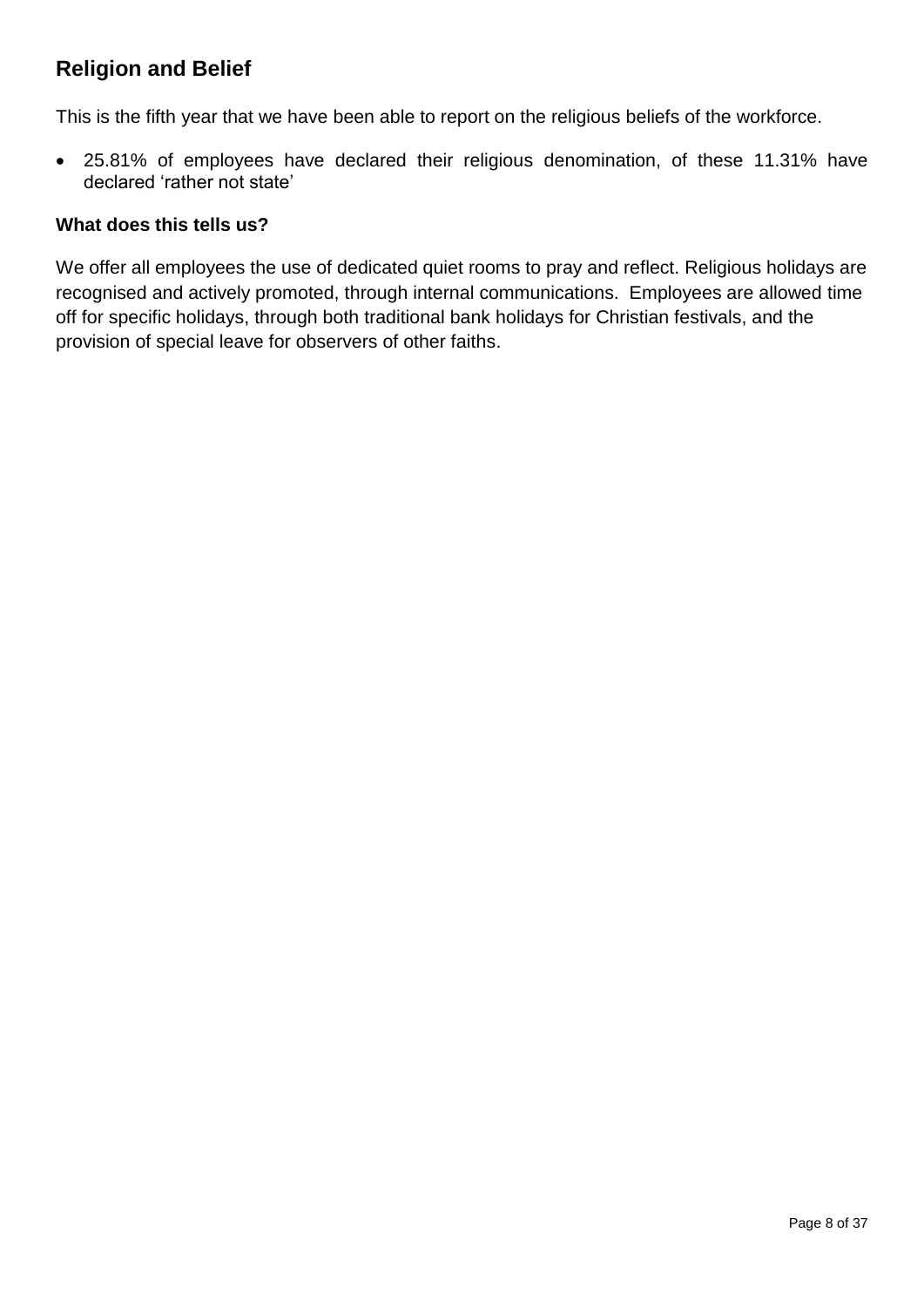## Religion and Belief

This is the fifth year that we have been able to report on the religious beliefs of the workforce.

- 25.81% of employees have declared their religious denomination, of these 11.31% have declared 'rather not state'

### What does this tells us?

We offer all employees the use of dedicated quiet rooms to pray and reflect. Religious holidays are recognised and actively promoted, through internal communications. Employees are allowed time off for specific holidays, through both traditional bank holidays for Christian festivals, and the provision of special leave for observers of other faiths.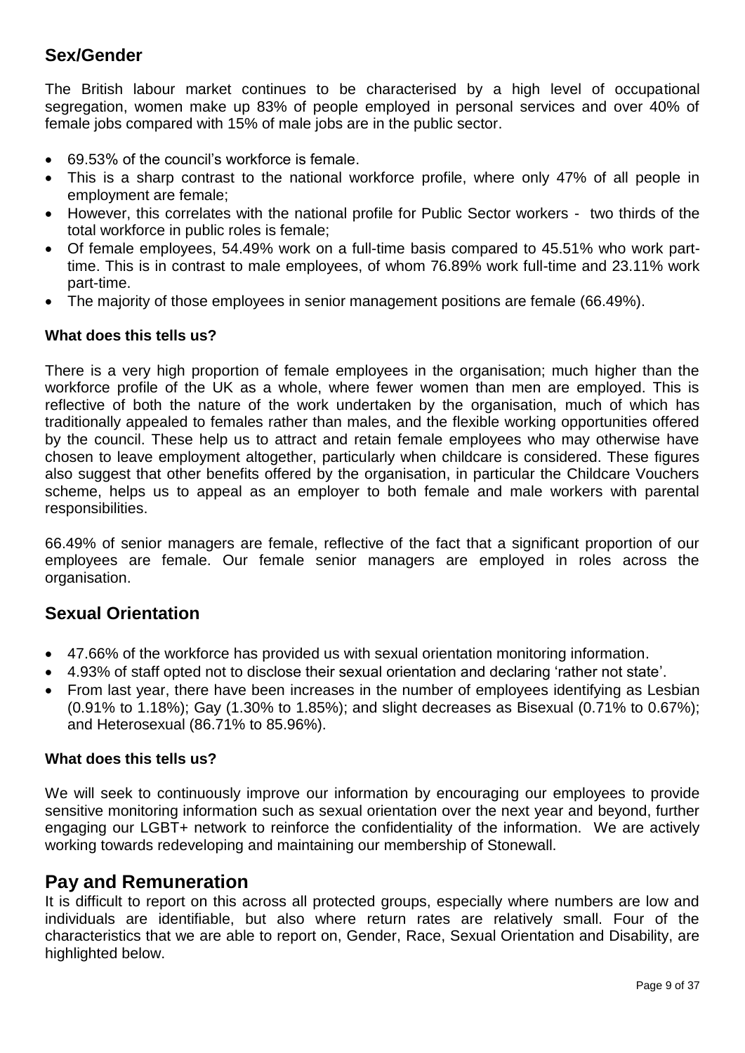## Sex/Gender

The British labour market continues to be characterised by a high level of occupational segregation, women make up 83% of people employed in personal services and over 40% of female jobs compared with 15% of male jobs are in the public sector.

- 69.53% of the council's workforce is female.
- This is a sharp contrast to the national workforce profile, where only 47% of all people in employment are female;
- However, this correlates with the national profile for Public Sector workers - two thirds of the total workforce in public roles is female;
- Of female employees, 54.49% work on a full-time basis compared to 45.51% who work part-time. This is in contrast to male employees, of whom 76.89% work full-time and 23.11% work part-time.
- The majority of those employees in senior management positions are female (66.49%).

**What does this tells us?**

There is a very high proportion of female employees in the organisation; much higher than the workforce profile of the UK as a whole, where fewer women than men are employed. This is reflective of both the nature of the work undertaken by the organisation, much of which has traditionally appealed to females rather than males, and the flexible working opportunities offered by the council. These help us to attract and retain female employees who may otherwise have chosen to leave employment altogether, particularly when childcare is considered. These figures also suggest that other benefits offered by the organisation, in particular the Childcare Vouchers scheme, helps us to appeal as an employer to both female and male workers with parental responsibilities.

66.49% of senior managers are female, reflective of the fact that a significant proportion of our employees are female. Our female senior managers are employed in roles across the organisation.

## Sexual Orientation

- 47.66% of the workforce has provided us with sexual orientation monitoring information.
- 4.93% of staff opted not to disclose their sexual orientation and declaring 'rather not state'.
- From last year, there have been increases in the number of employees identifying as Lesbian (0.91% to 1.18%); Gay (1.30% to 1.85%); and slight decreases as Bisexual (0.71% to 0.67%); and Heterosexual (86.71% to 85.96%).

**What does this tells us?**

We will seek to continuously improve our information by encouraging our employees to provide sensitive monitoring information such as sexual orientation over the next year and beyond, further engaging our LGBT+ network to reinforce the confidentiality of the information. We are actively working towards redeveloping and maintaining our membership of Stonewall.

## Pay and Remuneration

It is difficult to report on this across all protected groups, especially where numbers are low and individuals are identifiable, but also where return rates are relatively small. Four of the characteristics that we are able to report on, Gender, Race, Sexual Orientation and Disability, are highlighted below.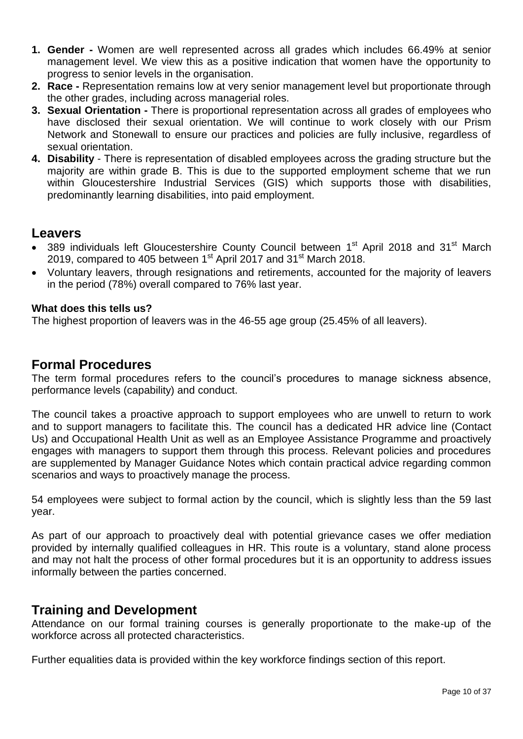1. **Gender -** Women are well represented across all grades which includes 66.49% at senior management level. We view this as a positive indication that women have the opportunity to progress to senior levels in the organisation.
2. **Race -** Representation remains low at very senior management level but proportionate through the other grades, including across managerial roles.
3. **Sexual Orientation -** There is proportional representation across all grades of employees who have disclosed their sexual orientation. We will continue to work closely with our Prism Network and Stonewall to ensure our practices and policies are fully inclusive, regardless of sexual orientation.
4. **Disability** - There is representation of disabled employees across the grading structure but the majority are within grade B. This is due to the supported employment scheme that we run within Gloucestershire Industrial Services (GIS) which supports those with disabilities, predominantly learning disabilities, into paid employment.

## Leavers

- 389 individuals left Gloucestershire County Council between 1st April 2018 and 31st March 2019, compared to 405 between 1st April 2017 and 31st March 2018.
- Voluntary leavers, through resignations and retirements, accounted for the majority of leavers in the period (78%) overall compared to 76% last year.

**What does this tells us?**

The highest proportion of leavers was in the 46-55 age group (25.45% of all leavers).

## Formal Procedures

The term formal procedures refers to the council's procedures to manage sickness absence, performance levels (capability) and conduct.

The council takes a proactive approach to support employees who are unwell to return to work and to support managers to facilitate this. The council has a dedicated HR advice line (Contact Us) and Occupational Health Unit as well as an Employee Assistance Programme and proactively engages with managers to support them through this process. Relevant policies and procedures are supplemented by Manager Guidance Notes which contain practical advice regarding common scenarios and ways to proactively manage the process.

54 employees were subject to formal action by the council, which is slightly less than the 59 last year.

As part of our approach to proactively deal with potential grievance cases we offer mediation provided by internally qualified colleagues in HR. This route is a voluntary, stand alone process and may not halt the process of other formal procedures but it is an opportunity to address issues informally between the parties concerned.

## Training and Development

Attendance on our formal training courses is generally proportionate to the make-up of the workforce across all protected characteristics.

Further equalities data is provided within the key workforce findings section of this report.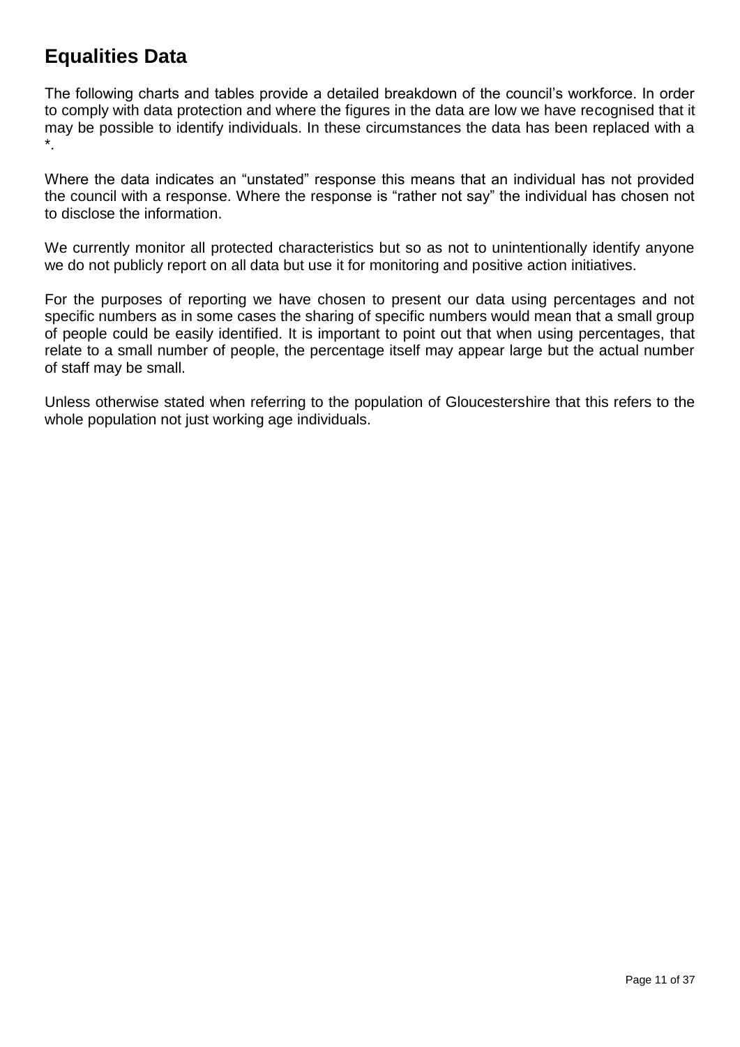## Equalities Data

The following charts and tables provide a detailed breakdown of the council's workforce. In order to comply with data protection and where the figures in the data are low we have recognised that it may be possible to identify individuals. In these circumstances the data has been replaced with a *.

Where the data indicates an "unstated" response this means that an individual has not provided the council with a response. Where the response is "rather not say" the individual has chosen not to disclose the information.

We currently monitor all protected characteristics but so as not to unintentionally identify anyone we do not publicly report on all data but use it for monitoring and positive action initiatives.

For the purposes of reporting we have chosen to present our data using percentages and not specific numbers as in some cases the sharing of specific numbers would mean that a small group of people could be easily identified. It is important to point out that when using percentages, that relate to a small number of people, the percentage itself may appear large but the actual number of staff may be small.

Unless otherwise stated when referring to the population of Gloucestershire that this refers to the whole population not just working age individuals.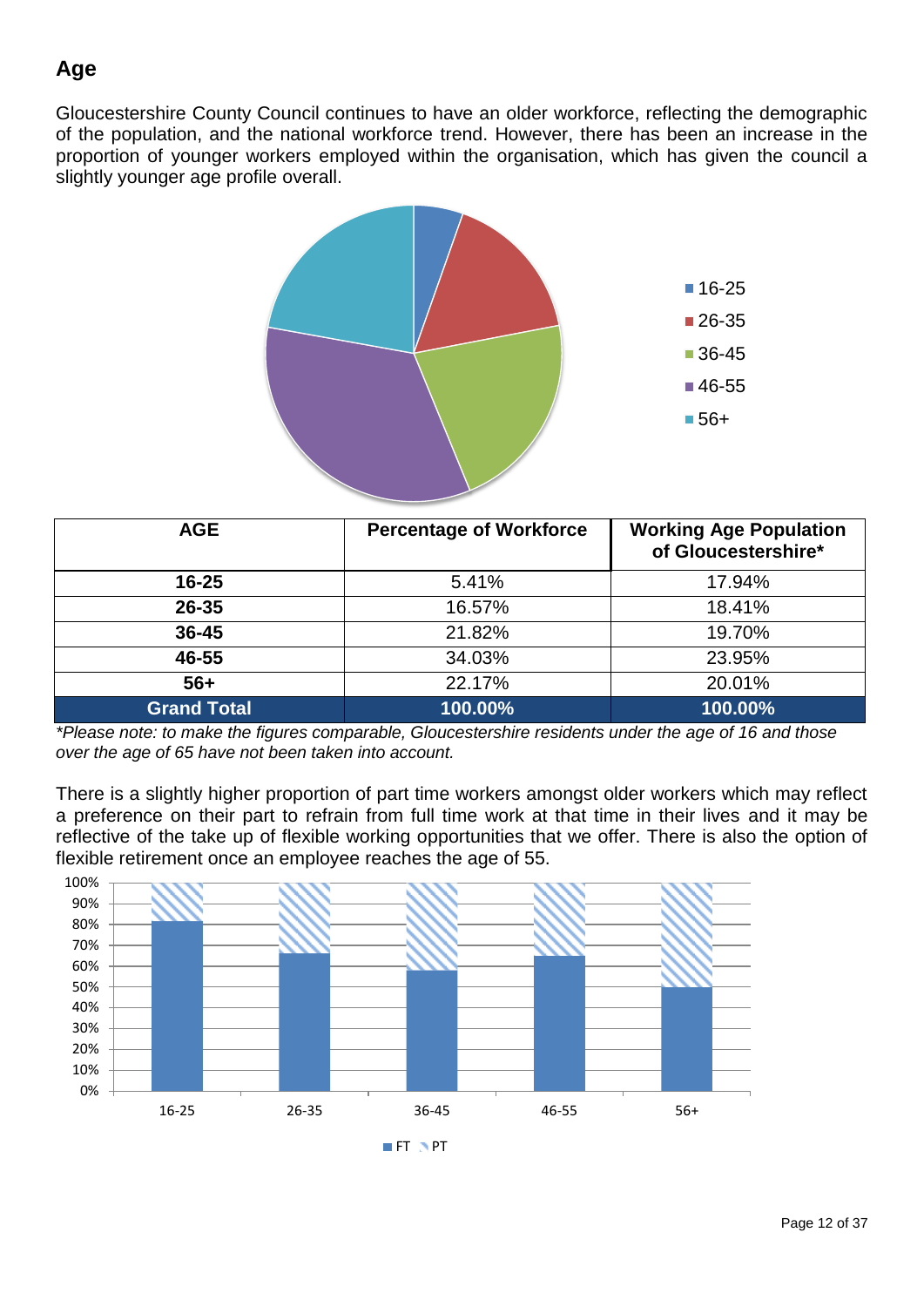## Age

Gloucestershire County Council continues to have an older workforce, reflecting the demographic of the population, and the national workforce trend. However, there has been an increase in the proportion of younger workers employed within the organisation, which has given the council a slightly younger age profile overall.

| AGE | Percentage of Workforce | Working Age Population of Gloucestershire* |
|---|---|---|
| **16-25** | 5.41% | 17.94% |
| **26-35** | 16.57% | 18.41% |
| **36-45** | 21.82% | 19.70% |
| **46-55** | 34.03% | 23.95% |
| **56+** | 22.17% | 20.01% |
| **Grand Total** | **100.00%** | **100.00%** |

*\*Please note: to make the figures comparable, Gloucestershire residents under the age of 16 and those over the age of 65 have not been taken into account.*

There is a slightly higher proportion of part time workers amongst older workers which may reflect a preference on their part to refrain from full time work at that time in their lives and it may be reflective of the take up of flexible working opportunities that we offer. There is also the option of flexible retirement once an employee reaches the age of 55.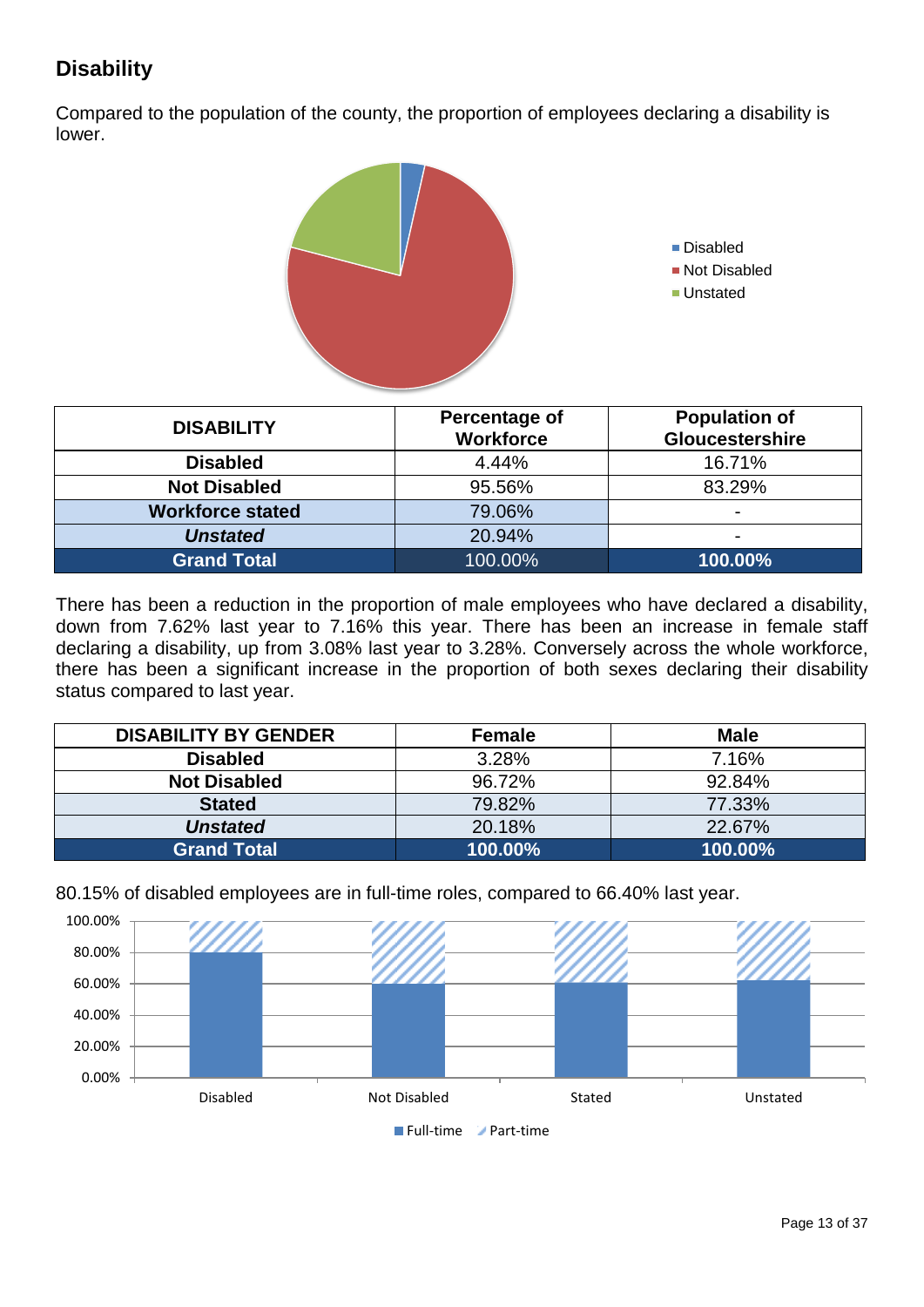## Disability

Compared to the population of the county, the proportion of employees declaring a disability is lower.

| DISABILITY | Percentage of Workforce | Population of Gloucestershire |
|---|---|---|
| **Disabled** | 4.44% | 16.71% |
| **Not Disabled** | 95.56% | 83.29% |
| **Workforce stated** | 79.06% | - |
| ***Unstated*** | 20.94% | - |
| **Grand Total** | 100.00% | **100.00%** |

There has been a reduction in the proportion of male employees who have declared a disability, down from 7.62% last year to 7.16% this year. There has been an increase in female staff declaring a disability, up from 3.08% last year to 3.28%. Conversely across the whole workforce, there has been a significant increase in the proportion of both sexes declaring their disability status compared to last year.

| DISABILITY BY GENDER | Female | Male |
|---|---|---|
| **Disabled** | 3.28% | 7.16% |
| **Not Disabled** | 96.72% | 92.84% |
| **Stated** | 79.82% | 77.33% |
| ***Unstated*** | 20.18% | 22.67% |
| **Grand Total** | **100.00%** | **100.00%** |

80.15% of disabled employees are in full-time roles, compared to 66.40% last year.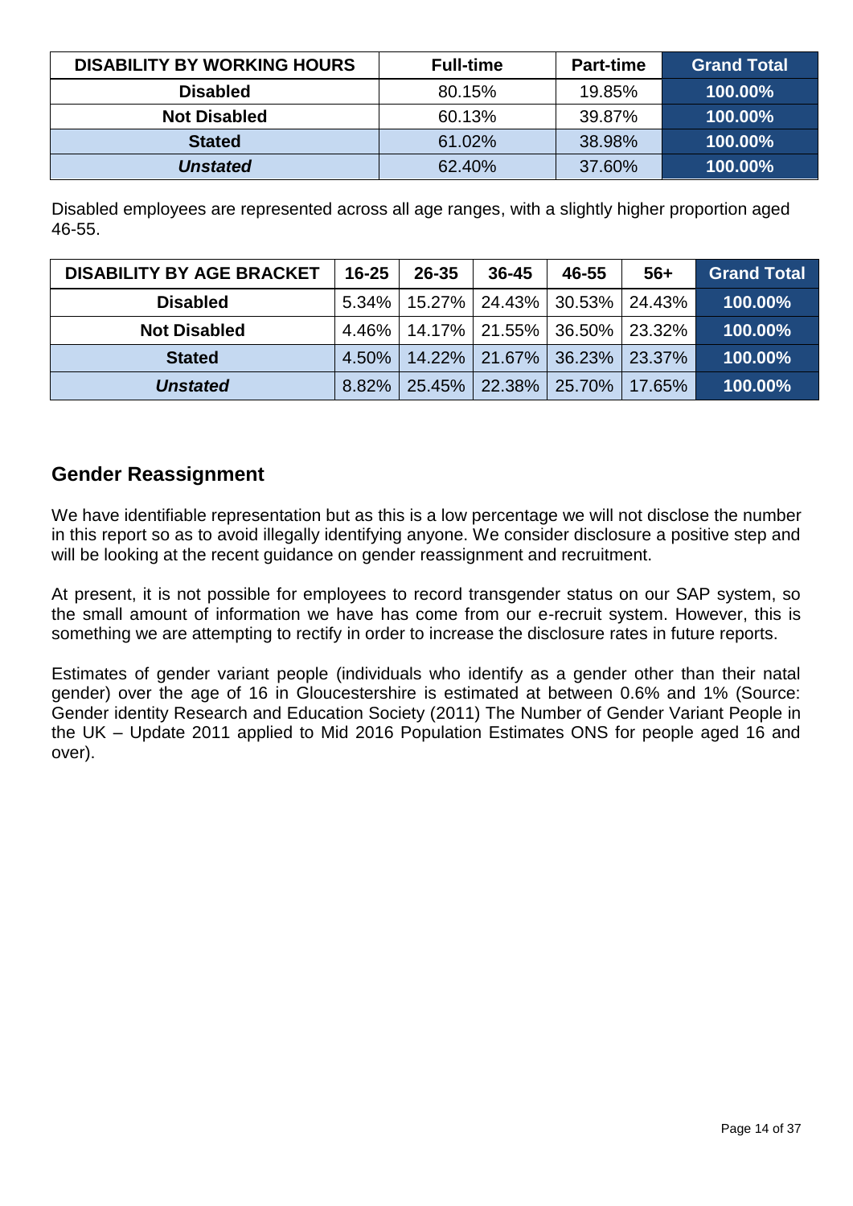| DISABILITY BY WORKING HOURS | Full-time | Part-time | Grand Total |
|---|---|---|---|
| **Disabled** | 80.15% | 19.85% | **100.00%** |
| **Not Disabled** | 60.13% | 39.87% | **100.00%** |
| **Stated** | 61.02% | 38.98% | **100.00%** |
| ***Unstated*** | 62.40% | 37.60% | **100.00%** |

Disabled employees are represented across all age ranges, with a slightly higher proportion aged 46-55.

| DISABILITY BY AGE BRACKET | 16-25 | 26-35 | 36-45 | 46-55 | 56+ | Grand Total |
|---|---|---|---|---|---|---|
| **Disabled** | 5.34% | 15.27% | 24.43% | 30.53% | 24.43% | **100.00%** |
| **Not Disabled** | 4.46% | 14.17% | 21.55% | 36.50% | 23.32% | **100.00%** |
| **Stated** | 4.50% | 14.22% | 21.67% | 36.23% | 23.37% | **100.00%** |
| ***Unstated*** | 8.82% | 25.45% | 22.38% | 25.70% | 17.65% | **100.00%** |

## Gender Reassignment

We have identifiable representation but as this is a low percentage we will not disclose the number in this report so as to avoid illegally identifying anyone. We consider disclosure a positive step and will be looking at the recent guidance on gender reassignment and recruitment.

At present, it is not possible for employees to record transgender status on our SAP system, so the small amount of information we have has come from our e-recruit system. However, this is something we are attempting to rectify in order to increase the disclosure rates in future reports.

Estimates of gender variant people (individuals who identify as a gender other than their natal gender) over the age of 16 in Gloucestershire is estimated at between 0.6% and 1% (Source: Gender identity Research and Education Society (2011) The Number of Gender Variant People in the UK – Update 2011 applied to Mid 2016 Population Estimates ONS for people aged 16 and over).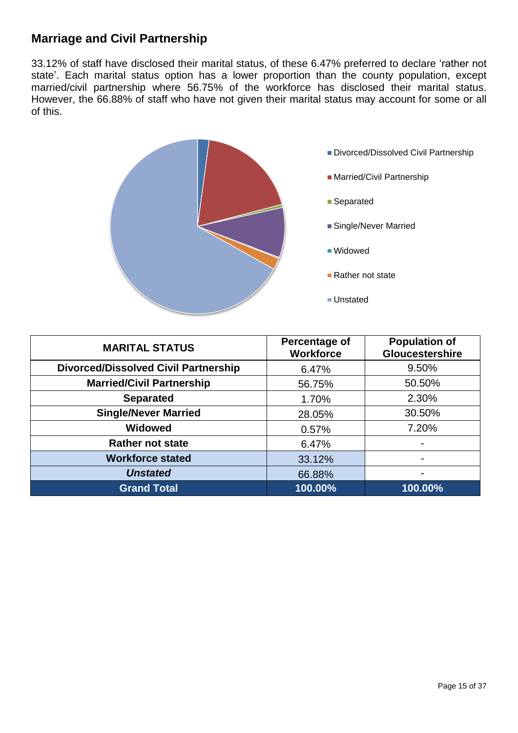## Marriage and Civil Partnership

33.12% of staff have disclosed their marital status, of these 6.47% preferred to declare 'rather not state'. Each marital status option has a lower proportion than the county population, except married/civil partnership where 56.75% of the workforce has disclosed their marital status. However, the 66.88% of staff who have not given their marital status may account for some or all of this.

- Divorced/Dissolved Civil Partnership
- Married/Civil Partnership
- Separated
- Single/Never Married
- Widowed
- Rather not state
- Unstated

| MARITAL STATUS | Percentage of Workforce | Population of Gloucestershire |
|---|---|---|
| **Divorced/Dissolved Civil Partnership** | 6.47% | 9.50% |
| **Married/Civil Partnership** | 56.75% | 50.50% |
| **Separated** | 1.70% | 2.30% |
| **Single/Never Married** | 28.05% | 30.50% |
| **Widowed** | 0.57% | 7.20% |
| **Rather not state** | 6.47% | - |
| **Workforce stated** | 33.12% | - |
| ***Unstated*** | 66.88% | - |
| **Grand Total** | **100.00%** | **100.00%** |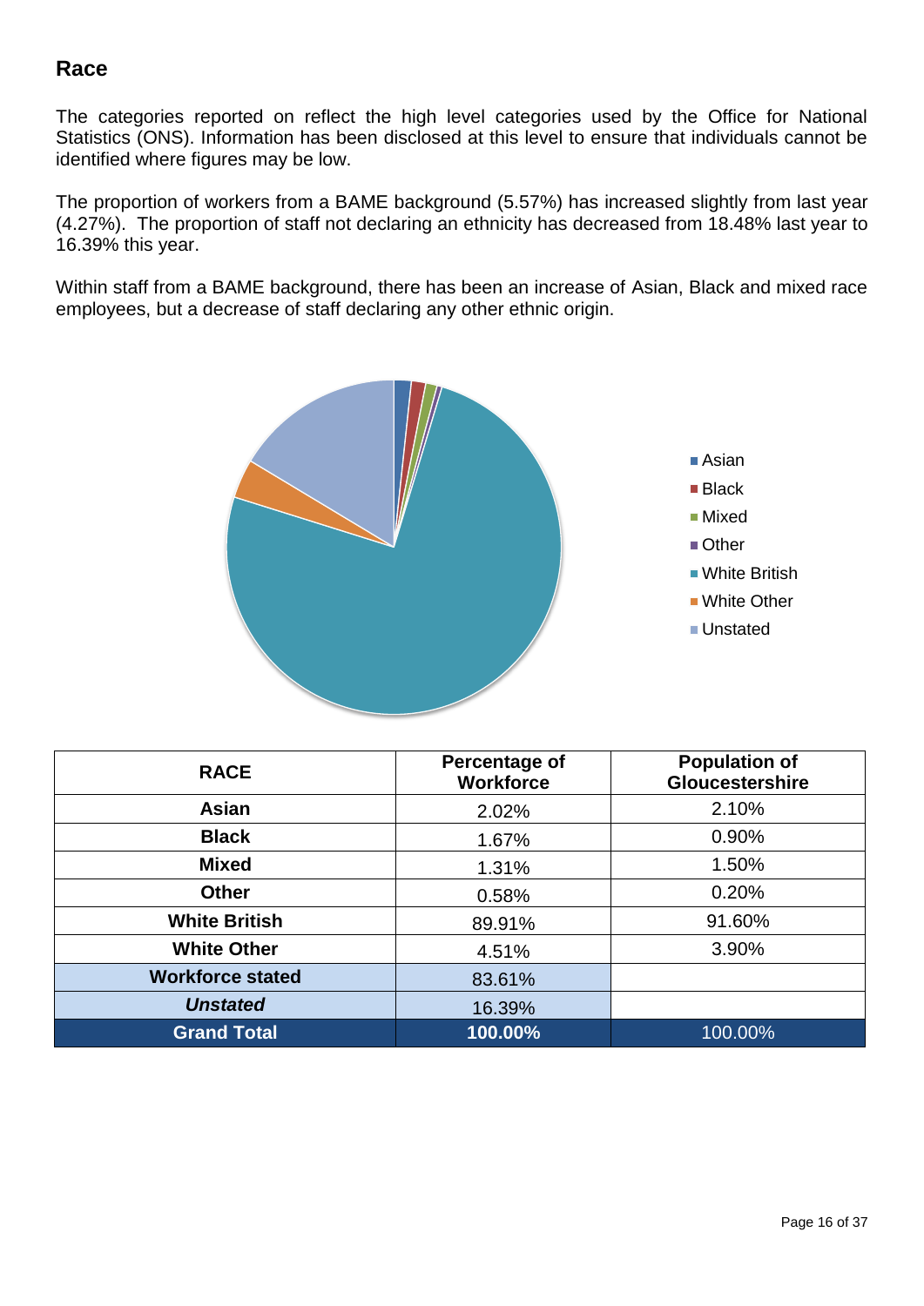## Race

The categories reported on reflect the high level categories used by the Office for National Statistics (ONS). Information has been disclosed at this level to ensure that individuals cannot be identified where figures may be low.

The proportion of workers from a BAME background (5.57%) has increased slightly from last year (4.27%). The proportion of staff not declaring an ethnicity has decreased from 18.48% last year to 16.39% this year.

Within staff from a BAME background, there has been an increase of Asian, Black and mixed race employees, but a decrease of staff declaring any other ethnic origin.

| RACE | Percentage of Workforce | Population of Gloucestershire |
|---|---|---|
| **Asian** | 2.02% | 2.10% |
| **Black** | 1.67% | 0.90% |
| **Mixed** | 1.31% | 1.50% |
| **Other** | 0.58% | 0.20% |
| **White British** | 89.91% | 91.60% |
| **White Other** | 4.51% | 3.90% |
| **Workforce stated** | 83.61% | |
| ***Unstated*** | 16.39% | |
| **Grand Total** | **100.00%** | 100.00% |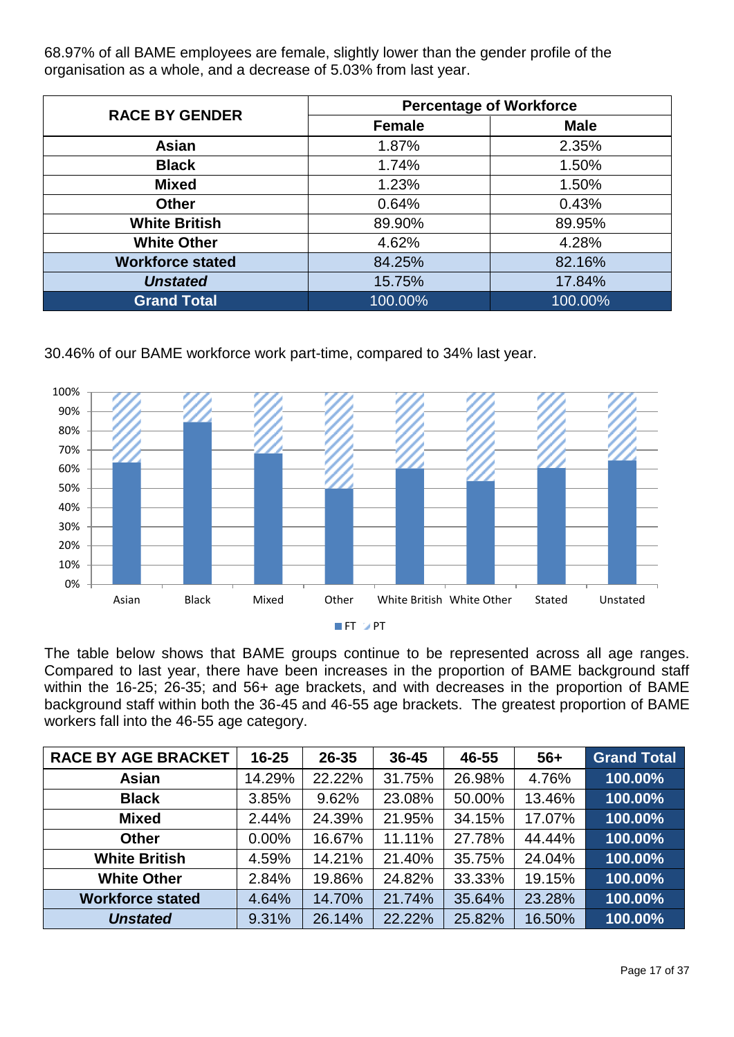68.97% of all BAME employees are female, slightly lower than the gender profile of the organisation as a whole, and a decrease of 5.03% from last year.

| RACE BY GENDER | Percentage of Workforce | |
|---|---|---|
| | Female | Male |
| **Asian** | 1.87% | 2.35% |
| **Black** | 1.74% | 1.50% |
| **Mixed** | 1.23% | 1.50% |
| **Other** | 0.64% | 0.43% |
| **White British** | 89.90% | 89.95% |
| **White Other** | 4.62% | 4.28% |
| **Workforce stated** | 84.25% | 82.16% |
| ***Unstated*** | 15.75% | 17.84% |
| **Grand Total** | 100.00% | 100.00% |

30.46% of our BAME workforce work part-time, compared to 34% last year.

The table below shows that BAME groups continue to be represented across all age ranges. Compared to last year, there have been increases in the proportion of BAME background staff within the 16-25; 26-35; and 56+ age brackets, and with decreases in the proportion of BAME background staff within both the 36-45 and 46-55 age brackets. The greatest proportion of BAME workers fall into the 46-55 age category.

| RACE BY AGE BRACKET | 16-25 | 26-35 | 36-45 | 46-55 | 56+ | Grand Total |
|---|---|---|---|---|---|---|
| **Asian** | 14.29% | 22.22% | 31.75% | 26.98% | 4.76% | **100.00%** |
| **Black** | 3.85% | 9.62% | 23.08% | 50.00% | 13.46% | **100.00%** |
| **Mixed** | 2.44% | 24.39% | 21.95% | 34.15% | 17.07% | **100.00%** |
| **Other** | 0.00% | 16.67% | 11.11% | 27.78% | 44.44% | **100.00%** |
| **White British** | 4.59% | 14.21% | 21.40% | 35.75% | 24.04% | **100.00%** |
| **White Other** | 2.84% | 19.86% | 24.82% | 33.33% | 19.15% | **100.00%** |
| **Workforce stated** | 4.64% | 14.70% | 21.74% | 35.64% | 23.28% | **100.00%** |
| ***Unstated*** | 9.31% | 26.14% | 22.22% | 25.82% | 16.50% | **100.00%** |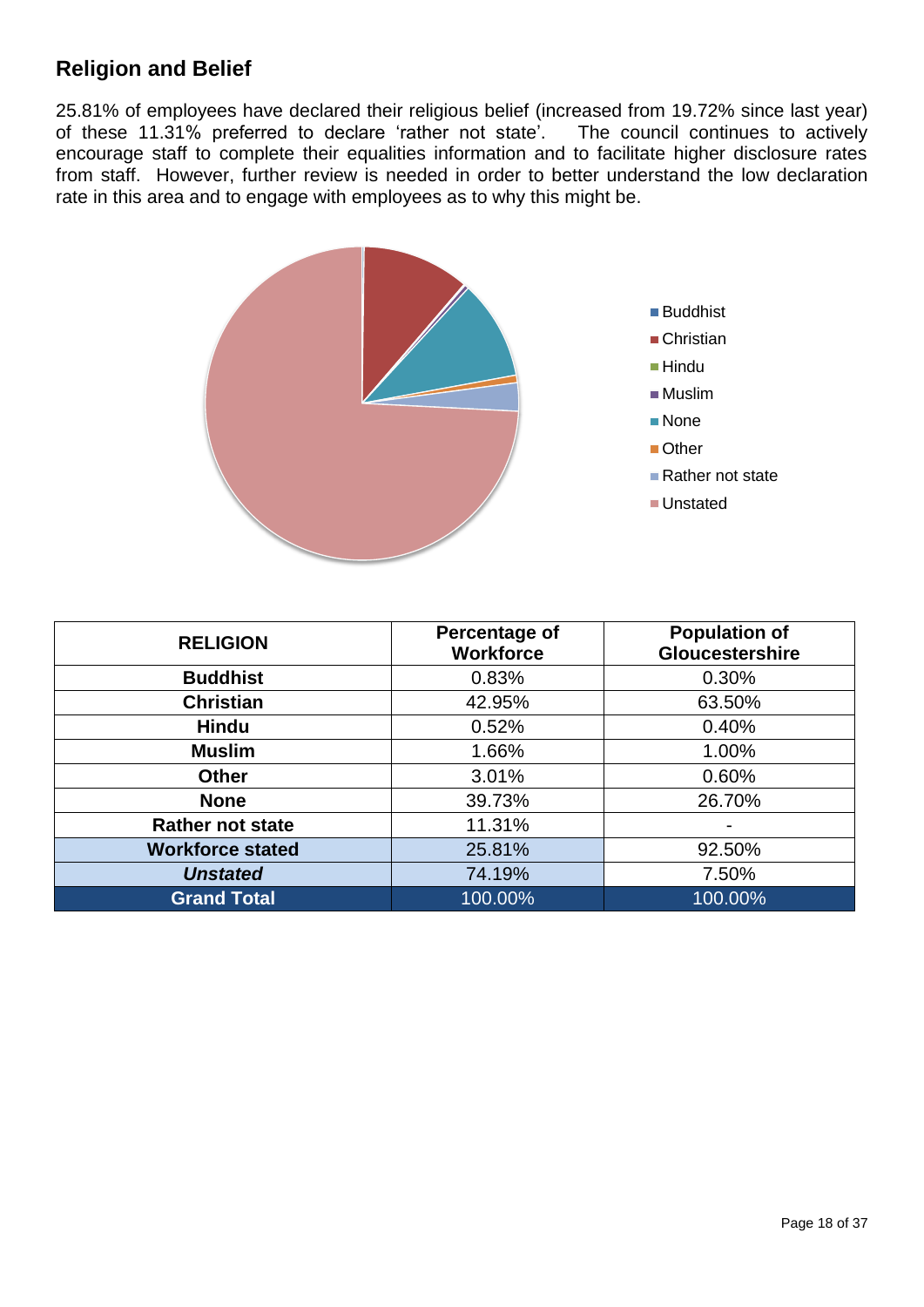## Religion and Belief

25.81% of employees have declared their religious belief (increased from 19.72% since last year) of these 11.31% preferred to declare 'rather not state'. The council continues to actively encourage staff to complete their equalities information and to facilitate higher disclosure rates from staff. However, further review is needed in order to better understand the low declaration rate in this area and to engage with employees as to why this might be.

| RELIGION | Percentage of Workforce | Population of Gloucestershire |
|---|---|---|
| **Buddhist** | 0.83% | 0.30% |
| **Christian** | 42.95% | 63.50% |
| **Hindu** | 0.52% | 0.40% |
| **Muslim** | 1.66% | 1.00% |
| **Other** | 3.01% | 0.60% |
| **None** | 39.73% | 26.70% |
| **Rather not state** | 11.31% | - |
| **Workforce stated** | 25.81% | 92.50% |
| ***Unstated*** | 74.19% | 7.50% |
| **Grand Total** | 100.00% | 100.00% |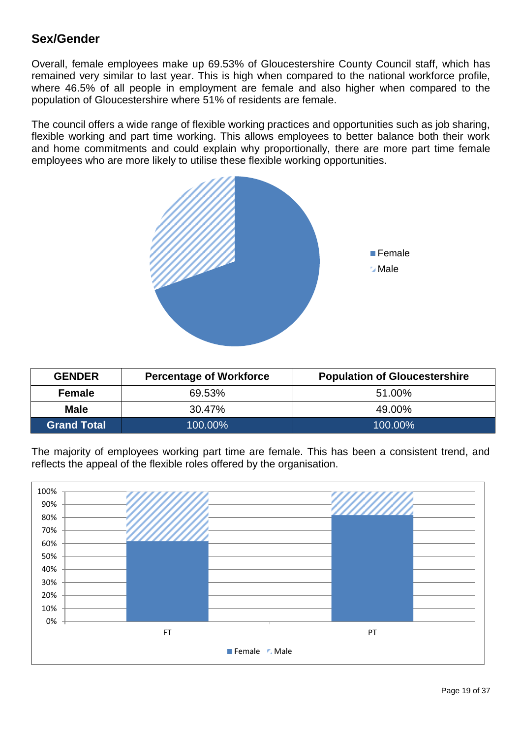## Sex/Gender

Overall, female employees make up 69.53% of Gloucestershire County Council staff, which has remained very similar to last year. This is high when compared to the national workforce profile, where 46.5% of all people in employment are female and also higher when compared to the population of Gloucestershire where 51% of residents are female.

The council offers a wide range of flexible working practices and opportunities such as job sharing, flexible working and part time working. This allows employees to better balance both their work and home commitments and could explain why proportionally, there are more part time female employees who are more likely to utilise these flexible working opportunities.

| GENDER | Percentage of Workforce | Population of Gloucestershire |
|---|---|---|
| Female | 69.53% | 51.00% |
| Male | 30.47% | 49.00% |
| Grand Total | 100.00% | 100.00% |

The majority of employees working part time are female. This has been a consistent trend, and reflects the appeal of the flexible roles offered by the organisation.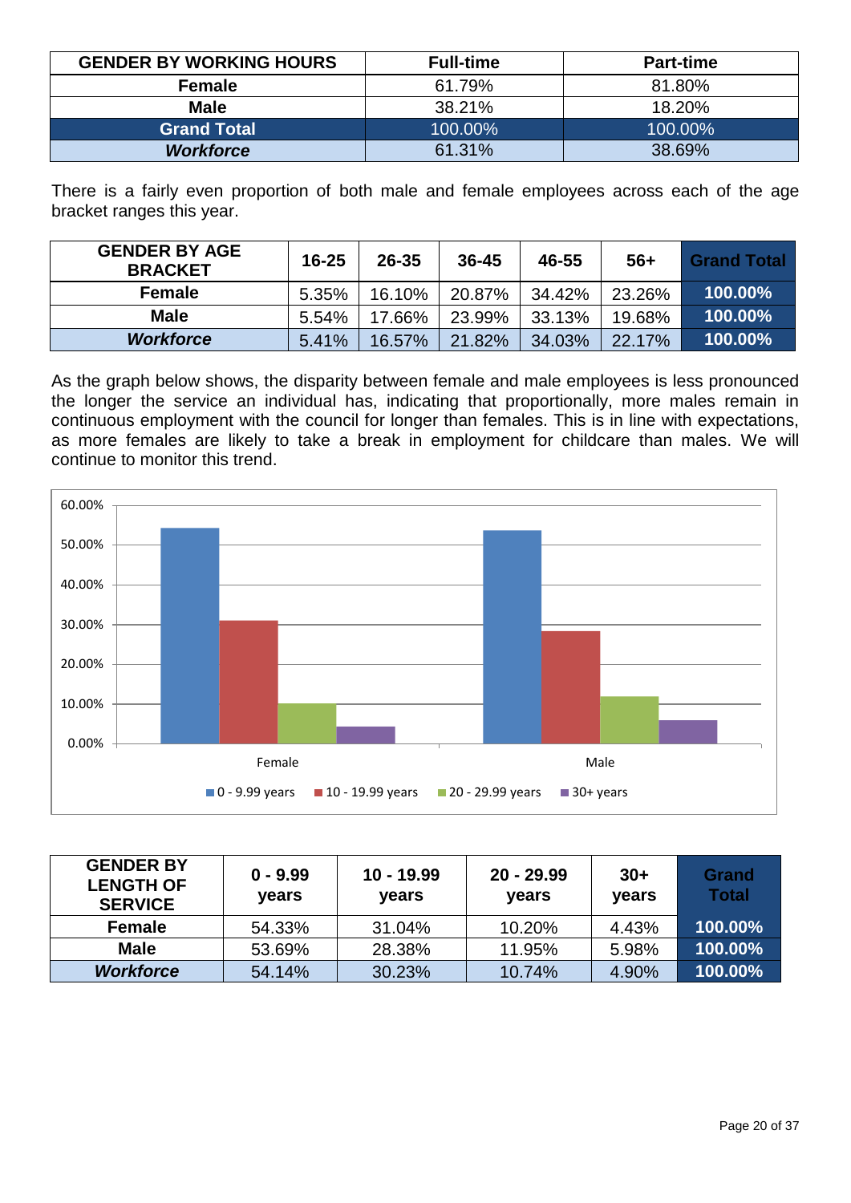| GENDER BY WORKING HOURS | Full-time | Part-time |
|---|---|---|
| Female | 61.79% | 81.80% |
| Male | 38.21% | 18.20% |
| **Grand Total** | 100.00% | 100.00% |
| ***Workforce*** | 61.31% | 38.69% |

There is a fairly even proportion of both male and female employees across each of the age bracket ranges this year.

| GENDER BY AGE BRACKET | 16-25 | 26-35 | 36-45 | 46-55 | 56+ | Grand Total |
|---|---|---|---|---|---|---|
| Female | 5.35% | 16.10% | 20.87% | 34.42% | 23.26% | **100.00%** |
| Male | 5.54% | 17.66% | 23.99% | 33.13% | 19.68% | **100.00%** |
| ***Workforce*** | 5.41% | 16.57% | 21.82% | 34.03% | 22.17% | **100.00%** |

As the graph below shows, the disparity between female and male employees is less pronounced the longer the service an individual has, indicating that proportionally, more males remain in continuous employment with the council for longer than females. This is in line with expectations, as more females are likely to take a break in employment for childcare than males. We will continue to monitor this trend.

| GENDER BY LENGTH OF SERVICE | 0 - 9.99 years | 10 - 19.99 years | 20 - 29.99 years | 30+ years | Grand Total |
|---|---|---|---|---|---|
| Female | 54.33% | 31.04% | 10.20% | 4.43% | **100.00%** |
| Male | 53.69% | 28.38% | 11.95% | 5.98% | **100.00%** |
| ***Workforce*** | 54.14% | 30.23% | 10.74% | 4.90% | **100.00%** |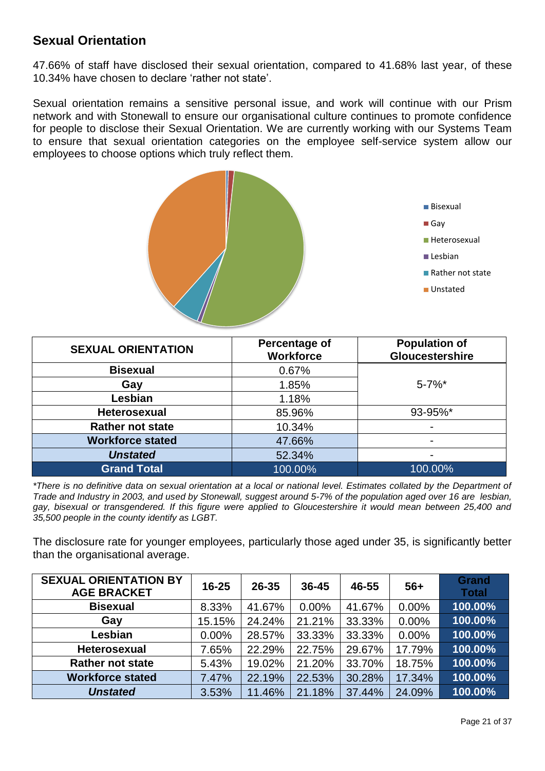## Sexual Orientation

47.66% of staff have disclosed their sexual orientation, compared to 41.68% last year, of these 10.34% have chosen to declare ‘rather not state’.

Sexual orientation remains a sensitive personal issue, and work will continue with our Prism network and with Stonewall to ensure our organisational culture continues to promote confidence for people to disclose their Sexual Orientation. We are currently working with our Systems Team to ensure that sexual orientation categories on the employee self-service system allow our employees to choose options which truly reflect them.

| SEXUAL ORIENTATION | Percentage of Workforce | Population of Gloucestershire |
|---|---|---|
| Bisexual | 0.67% | 5-7%* |
| Gay | 1.85% | |
| Lesbian | 1.18% | |
| Heterosexual | 85.96% | 93-95%* |
| Rather not state | 10.34% | - |
| Workforce stated | 47.66% | - |
| *Unstated* | 52.34% | - |
| **Grand Total** | 100.00% | 100.00% |

*\*There is no definitive data on sexual orientation at a local or national level. Estimates collated by the Department of Trade and Industry in 2003, and used by Stonewall, suggest around 5-7% of the population aged over 16 are lesbian, gay, bisexual or transgendered. If this figure were applied to Gloucestershire it would mean between 25,400 and 35,500 people in the county identify as LGBT.*

The disclosure rate for younger employees, particularly those aged under 35, is significantly better than the organisational average.

| SEXUAL ORIENTATION BY AGE BRACKET | 16-25 | 26-35 | 36-45 | 46-55 | 56+ | Grand Total |
|---|---|---|---|---|---|---|
| Bisexual | 8.33% | 41.67% | 0.00% | 41.67% | 0.00% | 100.00% |
| Gay | 15.15% | 24.24% | 21.21% | 33.33% | 0.00% | 100.00% |
| Lesbian | 0.00% | 28.57% | 33.33% | 33.33% | 0.00% | 100.00% |
| Heterosexual | 7.65% | 22.29% | 22.75% | 29.67% | 17.79% | 100.00% |
| Rather not state | 5.43% | 19.02% | 21.20% | 33.70% | 18.75% | 100.00% |
| Workforce stated | 7.47% | 22.19% | 22.53% | 30.28% | 17.34% | 100.00% |
| *Unstated* | 3.53% | 11.46% | 21.18% | 37.44% | 24.09% | 100.00% |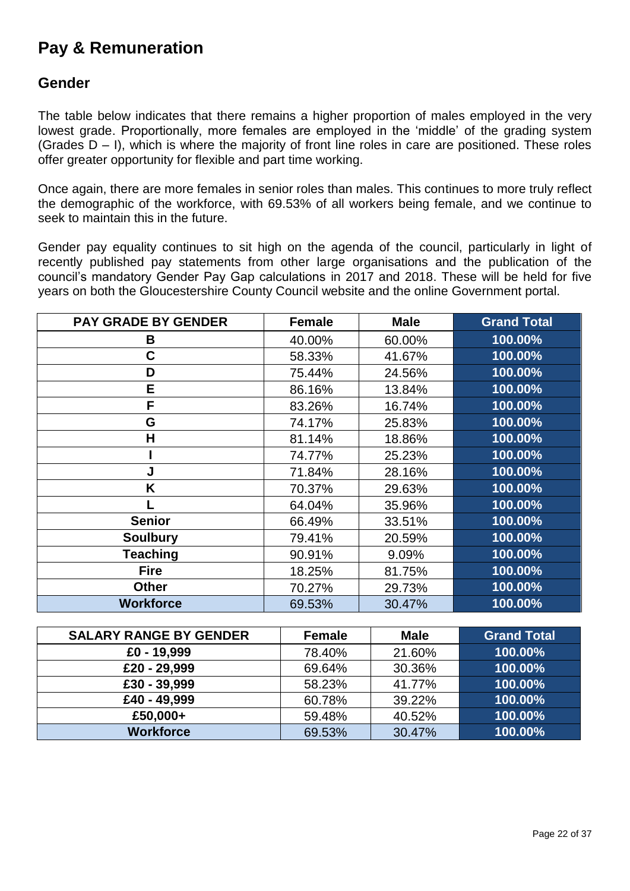# Pay & Remuneration

## Gender

The table below indicates that there remains a higher proportion of males employed in the very lowest grade. Proportionally, more females are employed in the 'middle' of the grading system (Grades D – I), which is where the majority of front line roles in care are positioned. These roles offer greater opportunity for flexible and part time working.

Once again, there are more females in senior roles than males. This continues to more truly reflect the demographic of the workforce, with 69.53% of all workers being female, and we continue to seek to maintain this in the future.

Gender pay equality continues to sit high on the agenda of the council, particularly in light of recently published pay statements from other large organisations and the publication of the council's mandatory Gender Pay Gap calculations in 2017 and 2018. These will be held for five years on both the Gloucestershire County Council website and the online Government portal.

| PAY GRADE BY GENDER | Female | Male | Grand Total |
|---|---|---|---|
| B | 40.00% | 60.00% | 100.00% |
| C | 58.33% | 41.67% | 100.00% |
| D | 75.44% | 24.56% | 100.00% |
| E | 86.16% | 13.84% | 100.00% |
| F | 83.26% | 16.74% | 100.00% |
| G | 74.17% | 25.83% | 100.00% |
| H | 81.14% | 18.86% | 100.00% |
| I | 74.77% | 25.23% | 100.00% |
| J | 71.84% | 28.16% | 100.00% |
| K | 70.37% | 29.63% | 100.00% |
| L | 64.04% | 35.96% | 100.00% |
| Senior | 66.49% | 33.51% | 100.00% |
| Soulbury | 79.41% | 20.59% | 100.00% |
| Teaching | 90.91% | 9.09% | 100.00% |
| Fire | 18.25% | 81.75% | 100.00% |
| Other | 70.27% | 29.73% | 100.00% |
| **Workforce** | 69.53% | 30.47% | 100.00% |

| SALARY RANGE BY GENDER | Female | Male | Grand Total |
|---|---|---|---|
| £0 - 19,999 | 78.40% | 21.60% | 100.00% |
| £20 - 29,999 | 69.64% | 30.36% | 100.00% |
| £30 - 39,999 | 58.23% | 41.77% | 100.00% |
| £40 - 49,999 | 60.78% | 39.22% | 100.00% |
| £50,000+ | 59.48% | 40.52% | 100.00% |
| **Workforce** | 69.53% | 30.47% | 100.00% |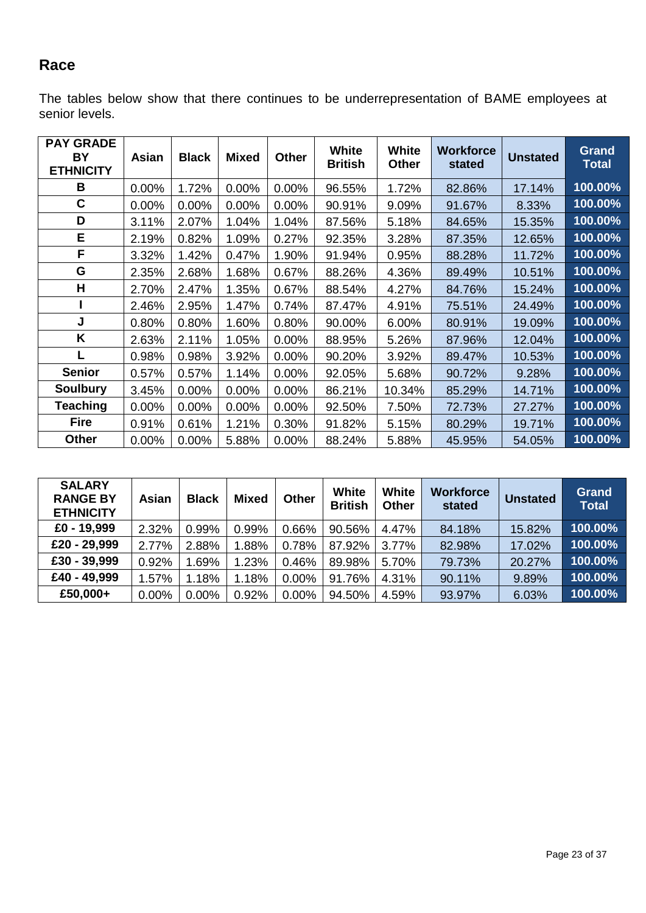## Race

The tables below show that there continues to be underrepresentation of BAME employees at senior levels.

| PAY GRADE BY ETHNICITY | Asian | Black | Mixed | Other | White British | White Other | Workforce stated | Unstated | Grand Total |
|---|---|---|---|---|---|---|---|---|---|
| B | 0.00% | 1.72% | 0.00% | 0.00% | 96.55% | 1.72% | 82.86% | 17.14% | 100.00% |
| C | 0.00% | 0.00% | 0.00% | 0.00% | 90.91% | 9.09% | 91.67% | 8.33% | 100.00% |
| D | 3.11% | 2.07% | 1.04% | 1.04% | 87.56% | 5.18% | 84.65% | 15.35% | 100.00% |
| E | 2.19% | 0.82% | 1.09% | 0.27% | 92.35% | 3.28% | 87.35% | 12.65% | 100.00% |
| F | 3.32% | 1.42% | 0.47% | 1.90% | 91.94% | 0.95% | 88.28% | 11.72% | 100.00% |
| G | 2.35% | 2.68% | 1.68% | 0.67% | 88.26% | 4.36% | 89.49% | 10.51% | 100.00% |
| H | 2.70% | 2.47% | 1.35% | 0.67% | 88.54% | 4.27% | 84.76% | 15.24% | 100.00% |
| I | 2.46% | 2.95% | 1.47% | 0.74% | 87.47% | 4.91% | 75.51% | 24.49% | 100.00% |
| J | 0.80% | 0.80% | 1.60% | 0.80% | 90.00% | 6.00% | 80.91% | 19.09% | 100.00% |
| K | 2.63% | 2.11% | 1.05% | 0.00% | 88.95% | 5.26% | 87.96% | 12.04% | 100.00% |
| L | 0.98% | 0.98% | 3.92% | 0.00% | 90.20% | 3.92% | 89.47% | 10.53% | 100.00% |
| Senior | 0.57% | 0.57% | 1.14% | 0.00% | 92.05% | 5.68% | 90.72% | 9.28% | 100.00% |
| Soulbury | 3.45% | 0.00% | 0.00% | 0.00% | 86.21% | 10.34% | 85.29% | 14.71% | 100.00% |
| Teaching | 0.00% | 0.00% | 0.00% | 0.00% | 92.50% | 7.50% | 72.73% | 27.27% | 100.00% |
| Fire | 0.91% | 0.61% | 1.21% | 0.30% | 91.82% | 5.15% | 80.29% | 19.71% | 100.00% |
| Other | 0.00% | 0.00% | 5.88% | 0.00% | 88.24% | 5.88% | 45.95% | 54.05% | 100.00% |

| SALARY RANGE BY ETHNICITY | Asian | Black | Mixed | Other | White British | White Other | Workforce stated | Unstated | Grand Total |
|---|---|---|---|---|---|---|---|---|---|
| £0 - 19,999 | 2.32% | 0.99% | 0.99% | 0.66% | 90.56% | 4.47% | 84.18% | 15.82% | 100.00% |
| £20 - 29,999 | 2.77% | 2.88% | 1.88% | 0.78% | 87.92% | 3.77% | 82.98% | 17.02% | 100.00% |
| £30 - 39,999 | 0.92% | 1.69% | 1.23% | 0.46% | 89.98% | 5.70% | 79.73% | 20.27% | 100.00% |
| £40 - 49,999 | 1.57% | 1.18% | 1.18% | 0.00% | 91.76% | 4.31% | 90.11% | 9.89% | 100.00% |
| £50,000+ | 0.00% | 0.00% | 0.92% | 0.00% | 94.50% | 4.59% | 93.97% | 6.03% | 100.00% |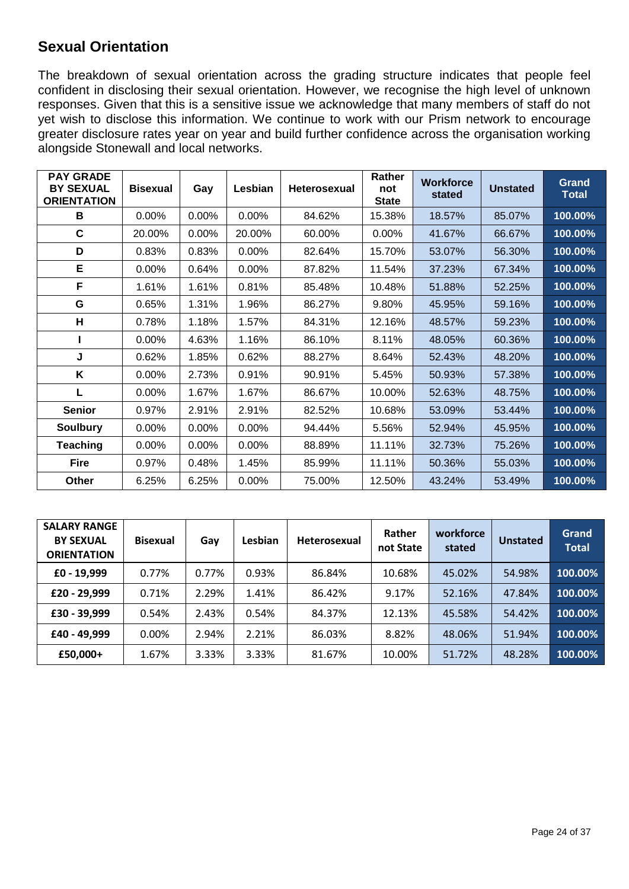## Sexual Orientation

The breakdown of sexual orientation across the grading structure indicates that people feel confident in disclosing their sexual orientation. However, we recognise the high level of unknown responses. Given that this is a sensitive issue we acknowledge that many members of staff do not yet wish to disclose this information. We continue to work with our Prism network to encourage greater disclosure rates year on year and build further confidence across the organisation working alongside Stonewall and local networks.

| PAY GRADE BY SEXUAL ORIENTATION | Bisexual | Gay | Lesbian | Heterosexual | Rather not State | Workforce stated | Unstated | Grand Total |
|---|---|---|---|---|---|---|---|---|
| B | 0.00% | 0.00% | 0.00% | 84.62% | 15.38% | 18.57% | 85.07% | 100.00% |
| C | 20.00% | 0.00% | 20.00% | 60.00% | 0.00% | 41.67% | 66.67% | 100.00% |
| D | 0.83% | 0.83% | 0.00% | 82.64% | 15.70% | 53.07% | 56.30% | 100.00% |
| E | 0.00% | 0.64% | 0.00% | 87.82% | 11.54% | 37.23% | 67.34% | 100.00% |
| F | 1.61% | 1.61% | 0.81% | 85.48% | 10.48% | 51.88% | 52.25% | 100.00% |
| G | 0.65% | 1.31% | 1.96% | 86.27% | 9.80% | 45.95% | 59.16% | 100.00% |
| H | 0.78% | 1.18% | 1.57% | 84.31% | 12.16% | 48.57% | 59.23% | 100.00% |
| I | 0.00% | 4.63% | 1.16% | 86.10% | 8.11% | 48.05% | 60.36% | 100.00% |
| J | 0.62% | 1.85% | 0.62% | 88.27% | 8.64% | 52.43% | 48.20% | 100.00% |
| K | 0.00% | 2.73% | 0.91% | 90.91% | 5.45% | 50.93% | 57.38% | 100.00% |
| L | 0.00% | 1.67% | 1.67% | 86.67% | 10.00% | 52.63% | 48.75% | 100.00% |
| Senior | 0.97% | 2.91% | 2.91% | 82.52% | 10.68% | 53.09% | 53.44% | 100.00% |
| Soulbury | 0.00% | 0.00% | 0.00% | 94.44% | 5.56% | 52.94% | 45.95% | 100.00% |
| Teaching | 0.00% | 0.00% | 0.00% | 88.89% | 11.11% | 32.73% | 75.26% | 100.00% |
| Fire | 0.97% | 0.48% | 1.45% | 85.99% | 11.11% | 50.36% | 55.03% | 100.00% |
| Other | 6.25% | 6.25% | 0.00% | 75.00% | 12.50% | 43.24% | 53.49% | 100.00% |

| SALARY RANGE BY SEXUAL ORIENTATION | Bisexual | Gay | Lesbian | Heterosexual | Rather not State | workforce stated | Unstated | Grand Total |
|---|---|---|---|---|---|---|---|---|
| £0 - 19,999 | 0.77% | 0.77% | 0.93% | 86.84% | 10.68% | 45.02% | 54.98% | 100.00% |
| £20 - 29,999 | 0.71% | 2.29% | 1.41% | 86.42% | 9.17% | 52.16% | 47.84% | 100.00% |
| £30 - 39,999 | 0.54% | 2.43% | 0.54% | 84.37% | 12.13% | 45.58% | 54.42% | 100.00% |
| £40 - 49,999 | 0.00% | 2.94% | 2.21% | 86.03% | 8.82% | 48.06% | 51.94% | 100.00% |
| £50,000+ | 1.67% | 3.33% | 3.33% | 81.67% | 10.00% | 51.72% | 48.28% | 100.00% |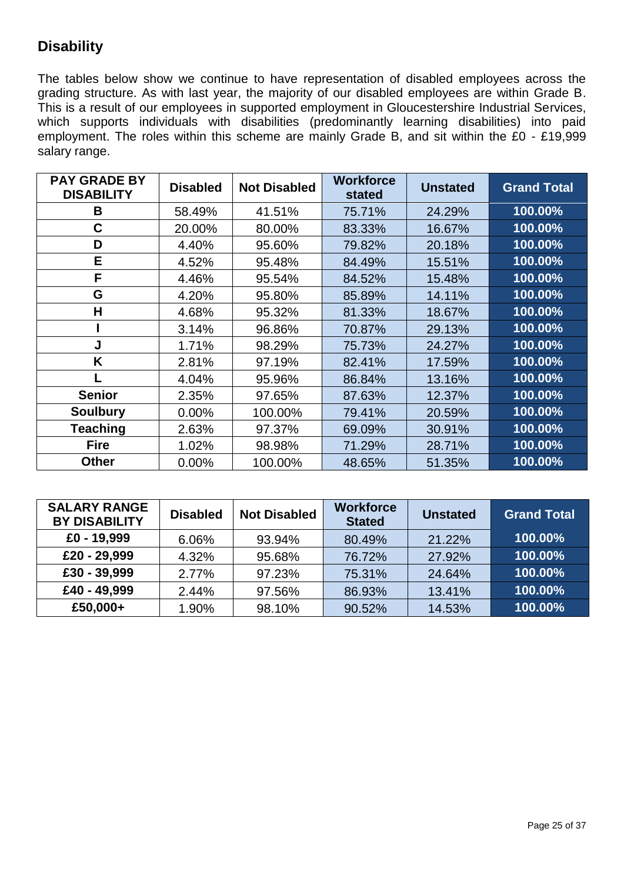## Disability

The tables below show we continue to have representation of disabled employees across the grading structure. As with last year, the majority of our disabled employees are within Grade B. This is a result of our employees in supported employment in Gloucestershire Industrial Services, which supports individuals with disabilities (predominantly learning disabilities) into paid employment. The roles within this scheme are mainly Grade B, and sit within the £0 - £19,999 salary range.

| PAY GRADE BY DISABILITY | Disabled | Not Disabled | Workforce stated | Unstated | Grand Total |
|---|---|---|---|---|---|
| B | 58.49% | 41.51% | 75.71% | 24.29% | 100.00% |
| C | 20.00% | 80.00% | 83.33% | 16.67% | 100.00% |
| D | 4.40% | 95.60% | 79.82% | 20.18% | 100.00% |
| E | 4.52% | 95.48% | 84.49% | 15.51% | 100.00% |
| F | 4.46% | 95.54% | 84.52% | 15.48% | 100.00% |
| G | 4.20% | 95.80% | 85.89% | 14.11% | 100.00% |
| H | 4.68% | 95.32% | 81.33% | 18.67% | 100.00% |
| I | 3.14% | 96.86% | 70.87% | 29.13% | 100.00% |
| J | 1.71% | 98.29% | 75.73% | 24.27% | 100.00% |
| K | 2.81% | 97.19% | 82.41% | 17.59% | 100.00% |
| L | 4.04% | 95.96% | 86.84% | 13.16% | 100.00% |
| Senior | 2.35% | 97.65% | 87.63% | 12.37% | 100.00% |
| Soulbury | 0.00% | 100.00% | 79.41% | 20.59% | 100.00% |
| Teaching | 2.63% | 97.37% | 69.09% | 30.91% | 100.00% |
| Fire | 1.02% | 98.98% | 71.29% | 28.71% | 100.00% |
| Other | 0.00% | 100.00% | 48.65% | 51.35% | 100.00% |

| SALARY RANGE BY DISABILITY | Disabled | Not Disabled | Workforce Stated | Unstated | Grand Total |
|---|---|---|---|---|---|
| £0 - 19,999 | 6.06% | 93.94% | 80.49% | 21.22% | 100.00% |
| £20 - 29,999 | 4.32% | 95.68% | 76.72% | 27.92% | 100.00% |
| £30 - 39,999 | 2.77% | 97.23% | 75.31% | 24.64% | 100.00% |
| £40 - 49,999 | 2.44% | 97.56% | 86.93% | 13.41% | 100.00% |
| £50,000+ | 1.90% | 98.10% | 90.52% | 14.53% | 100.00% |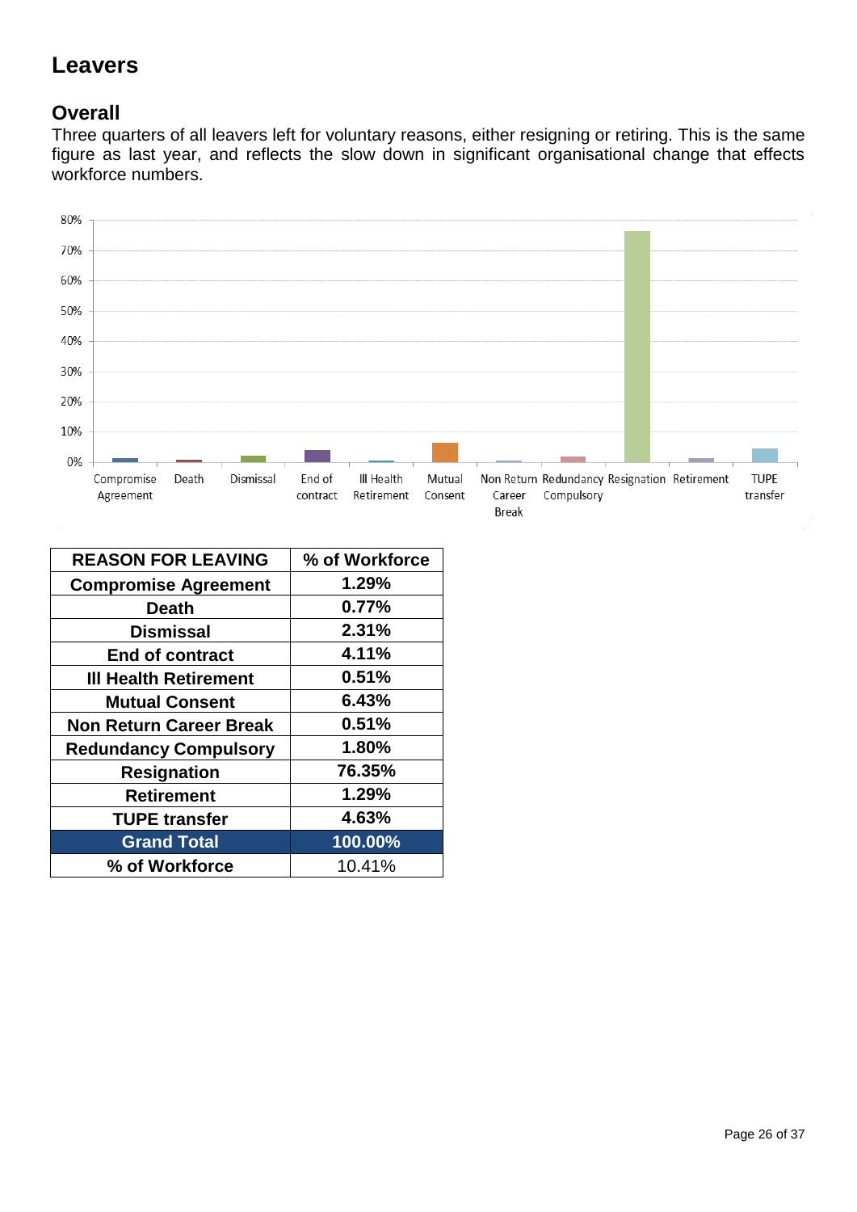# Leavers

## Overall

Three quarters of all leavers left for voluntary reasons, either resigning or retiring. This is the same figure as last year, and reflects the slow down in significant organisational change that effects workforce numbers.

| REASON FOR LEAVING | % of Workforce |
|---|---|
| Compromise Agreement | 1.29% |
| Death | 0.77% |
| Dismissal | 2.31% |
| End of contract | 4.11% |
| Ill Health Retirement | 0.51% |
| Mutual Consent | 6.43% |
| Non Return Career Break | 0.51% |
| Redundancy Compulsory | 1.80% |
| Resignation | 76.35% |
| Retirement | 1.29% |
| TUPE transfer | 4.63% |
| **Grand Total** | **100.00%** |
| % of Workforce | 10.41% |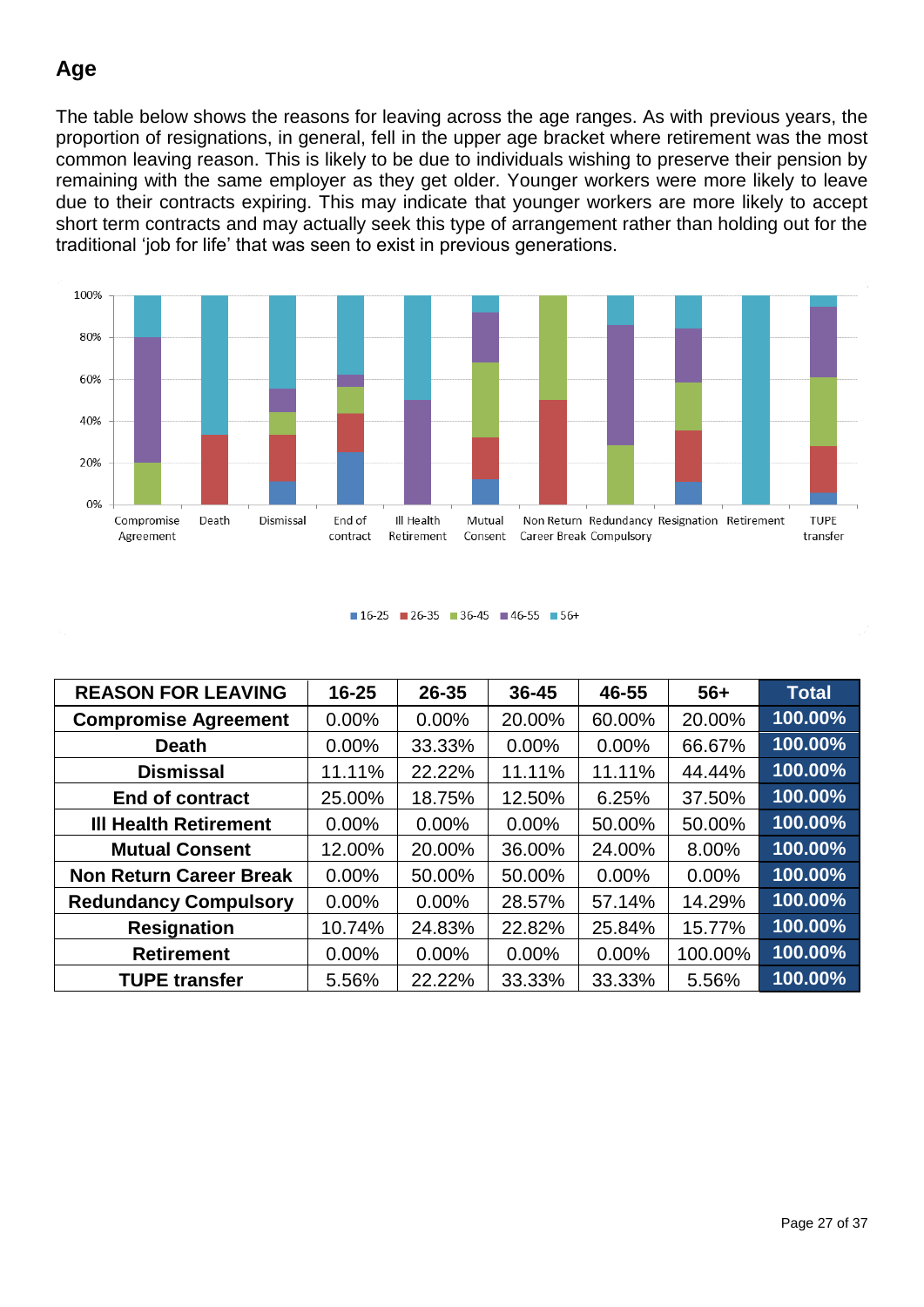## Age

The table below shows the reasons for leaving across the age ranges. As with previous years, the proportion of resignations, in general, fell in the upper age bracket where retirement was the most common leaving reason. This is likely to be due to individuals wishing to preserve their pension by remaining with the same employer as they get older. Younger workers were more likely to leave due to their contracts expiring. This may indicate that younger workers are more likely to accept short term contracts and may actually seek this type of arrangement rather than holding out for the traditional 'job for life' that was seen to exist in previous generations.

| REASON FOR LEAVING | 16-25 | 26-35 | 36-45 | 46-55 | 56+ | Total |
|---|---|---|---|---|---|---|
| Compromise Agreement | 0.00% | 0.00% | 20.00% | 60.00% | 20.00% | 100.00% |
| Death | 0.00% | 33.33% | 0.00% | 0.00% | 66.67% | 100.00% |
| Dismissal | 11.11% | 22.22% | 11.11% | 11.11% | 44.44% | 100.00% |
| End of contract | 25.00% | 18.75% | 12.50% | 6.25% | 37.50% | 100.00% |
| Ill Health Retirement | 0.00% | 0.00% | 0.00% | 50.00% | 50.00% | 100.00% |
| Mutual Consent | 12.00% | 20.00% | 36.00% | 24.00% | 8.00% | 100.00% |
| Non Return Career Break | 0.00% | 50.00% | 50.00% | 0.00% | 0.00% | 100.00% |
| Redundancy Compulsory | 0.00% | 0.00% | 28.57% | 57.14% | 14.29% | 100.00% |
| Resignation | 10.74% | 24.83% | 22.82% | 25.84% | 15.77% | 100.00% |
| Retirement | 0.00% | 0.00% | 0.00% | 0.00% | 100.00% | 100.00% |
| TUPE transfer | 5.56% | 22.22% | 33.33% | 33.33% | 5.56% | 100.00% |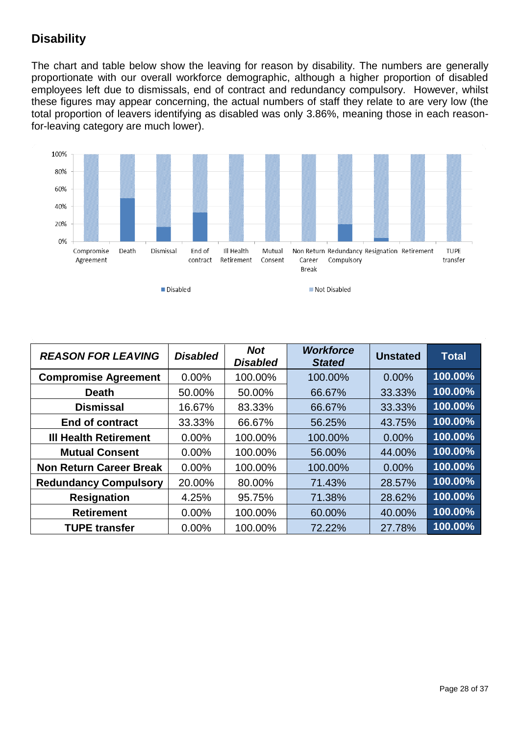## Disability

The chart and table below show the leaving for reason by disability. The numbers are generally proportionate with our overall workforce demographic, although a higher proportion of disabled employees left due to dismissals, end of contract and redundancy compulsory. However, whilst these figures may appear concerning, the actual numbers of staff they relate to are very low (the total proportion of leavers identifying as disabled was only 3.86%, meaning those in each reason-for-leaving category are much lower).

| *REASON FOR LEAVING* | *Disabled* | *Not Disabled* | *Workforce Stated* | **Unstated** | **Total** |
|---|---|---|---|---|---|
| **Compromise Agreement** | 0.00% | 100.00% | 100.00% | 0.00% | **100.00%** |
| **Death** | 50.00% | 50.00% | 66.67% | 33.33% | **100.00%** |
| **Dismissal** | 16.67% | 83.33% | 66.67% | 33.33% | **100.00%** |
| **End of contract** | 33.33% | 66.67% | 56.25% | 43.75% | **100.00%** |
| **Ill Health Retirement** | 0.00% | 100.00% | 100.00% | 0.00% | **100.00%** |
| **Mutual Consent** | 0.00% | 100.00% | 56.00% | 44.00% | **100.00%** |
| **Non Return Career Break** | 0.00% | 100.00% | 100.00% | 0.00% | **100.00%** |
| **Redundancy Compulsory** | 20.00% | 80.00% | 71.43% | 28.57% | **100.00%** |
| **Resignation** | 4.25% | 95.75% | 71.38% | 28.62% | **100.00%** |
| **Retirement** | 0.00% | 100.00% | 60.00% | 40.00% | **100.00%** |
| **TUPE transfer** | 0.00% | 100.00% | 72.22% | 27.78% | **100.00%** |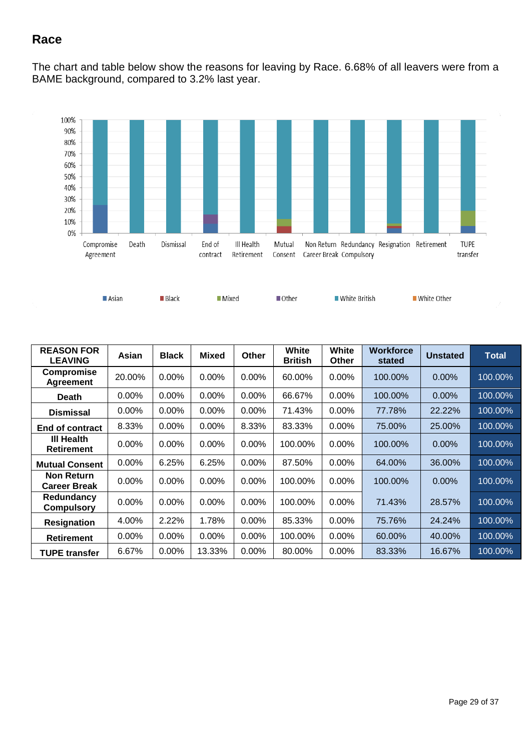## Race

The chart and table below show the reasons for leaving by Race. 6.68% of all leavers were from a BAME background, compared to 3.2% last year.

| REASON FOR LEAVING | Asian | Black | Mixed | Other | White British | White Other | Workforce stated | Unstated | Total |
|---|---|---|---|---|---|---|---|---|---|
| Compromise Agreement | 20.00% | 0.00% | 0.00% | 0.00% | 60.00% | 0.00% | 100.00% | 0.00% | 100.00% |
| Death | 0.00% | 0.00% | 0.00% | 0.00% | 66.67% | 0.00% | 100.00% | 0.00% | 100.00% |
| Dismissal | 0.00% | 0.00% | 0.00% | 0.00% | 71.43% | 0.00% | 77.78% | 22.22% | 100.00% |
| End of contract | 8.33% | 0.00% | 0.00% | 8.33% | 83.33% | 0.00% | 75.00% | 25.00% | 100.00% |
| Ill Health Retirement | 0.00% | 0.00% | 0.00% | 0.00% | 100.00% | 0.00% | 100.00% | 0.00% | 100.00% |
| Mutual Consent | 0.00% | 6.25% | 6.25% | 0.00% | 87.50% | 0.00% | 64.00% | 36.00% | 100.00% |
| Non Return Career Break | 0.00% | 0.00% | 0.00% | 0.00% | 100.00% | 0.00% | 100.00% | 0.00% | 100.00% |
| Redundancy Compulsory | 0.00% | 0.00% | 0.00% | 0.00% | 100.00% | 0.00% | 71.43% | 28.57% | 100.00% |
| Resignation | 4.00% | 2.22% | 1.78% | 0.00% | 85.33% | 0.00% | 75.76% | 24.24% | 100.00% |
| Retirement | 0.00% | 0.00% | 0.00% | 0.00% | 100.00% | 0.00% | 60.00% | 40.00% | 100.00% |
| TUPE transfer | 6.67% | 0.00% | 13.33% | 0.00% | 80.00% | 0.00% | 83.33% | 16.67% | 100.00% |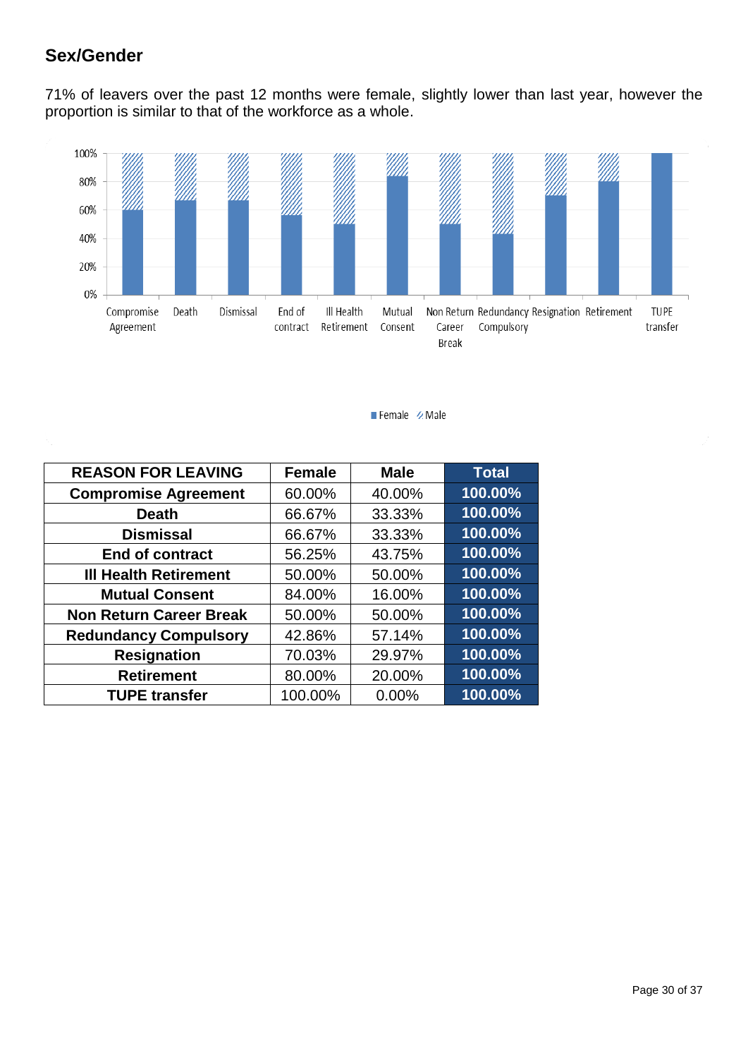## Sex/Gender

71% of leavers over the past 12 months were female, slightly lower than last year, however the proportion is similar to that of the workforce as a whole.

| REASON FOR LEAVING | Female | Male | Total |
|---|---|---|---|
| Compromise Agreement | 60.00% | 40.00% | 100.00% |
| Death | 66.67% | 33.33% | 100.00% |
| Dismissal | 66.67% | 33.33% | 100.00% |
| End of contract | 56.25% | 43.75% | 100.00% |
| Ill Health Retirement | 50.00% | 50.00% | 100.00% |
| Mutual Consent | 84.00% | 16.00% | 100.00% |
| Non Return Career Break | 50.00% | 50.00% | 100.00% |
| Redundancy Compulsory | 42.86% | 57.14% | 100.00% |
| Resignation | 70.03% | 29.97% | 100.00% |
| Retirement | 80.00% | 20.00% | 100.00% |
| TUPE transfer | 100.00% | 0.00% | 100.00% |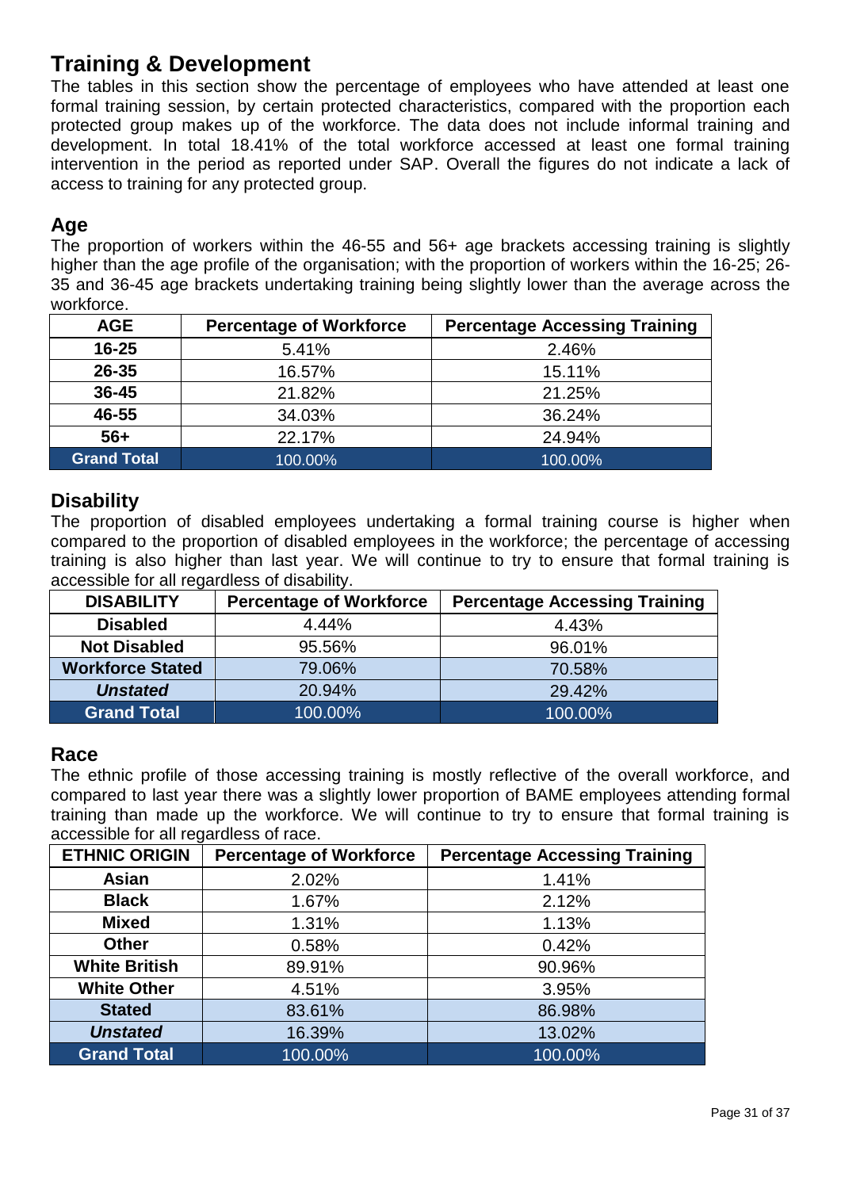## Training & Development

The tables in this section show the percentage of employees who have attended at least one formal training session, by certain protected characteristics, compared with the proportion each protected group makes up of the workforce. The data does not include informal training and development. In total 18.41% of the total workforce accessed at least one formal training intervention in the period as reported under SAP. Overall the figures do not indicate a lack of access to training for any protected group.

### Age

The proportion of workers within the 46-55 and 56+ age brackets accessing training is slightly higher than the age profile of the organisation; with the proportion of workers within the 16-25; 26-35 and 36-45 age brackets undertaking training being slightly lower than the average across the workforce.

| AGE | Percentage of Workforce | Percentage Accessing Training |
|---|---|---|
| **16-25** | 5.41% | 2.46% |
| **26-35** | 16.57% | 15.11% |
| **36-45** | 21.82% | 21.25% |
| **46-55** | 34.03% | 36.24% |
| **56+** | 22.17% | 24.94% |
| **Grand Total** | 100.00% | 100.00% |

### Disability

The proportion of disabled employees undertaking a formal training course is higher when compared to the proportion of disabled employees in the workforce; the percentage of accessing training is also higher than last year. We will continue to try to ensure that formal training is accessible for all regardless of disability.

| DISABILITY | Percentage of Workforce | Percentage Accessing Training |
|---|---|---|
| **Disabled** | 4.44% | 4.43% |
| **Not Disabled** | 95.56% | 96.01% |
| **Workforce Stated** | 79.06% | 70.58% |
| ***Unstated*** | 20.94% | 29.42% |
| **Grand Total** | 100.00% | 100.00% |

### Race

The ethnic profile of those accessing training is mostly reflective of the overall workforce, and compared to last year there was a slightly lower proportion of BAME employees attending formal training than made up the workforce. We will continue to try to ensure that formal training is accessible for all regardless of race.

| ETHNIC ORIGIN | Percentage of Workforce | Percentage Accessing Training |
|---|---|---|
| **Asian** | 2.02% | 1.41% |
| **Black** | 1.67% | 2.12% |
| **Mixed** | 1.31% | 1.13% |
| **Other** | 0.58% | 0.42% |
| **White British** | 89.91% | 90.96% |
| **White Other** | 4.51% | 3.95% |
| **Stated** | 83.61% | 86.98% |
| ***Unstated*** | 16.39% | 13.02% |
| **Grand Total** | 100.00% | 100.00% |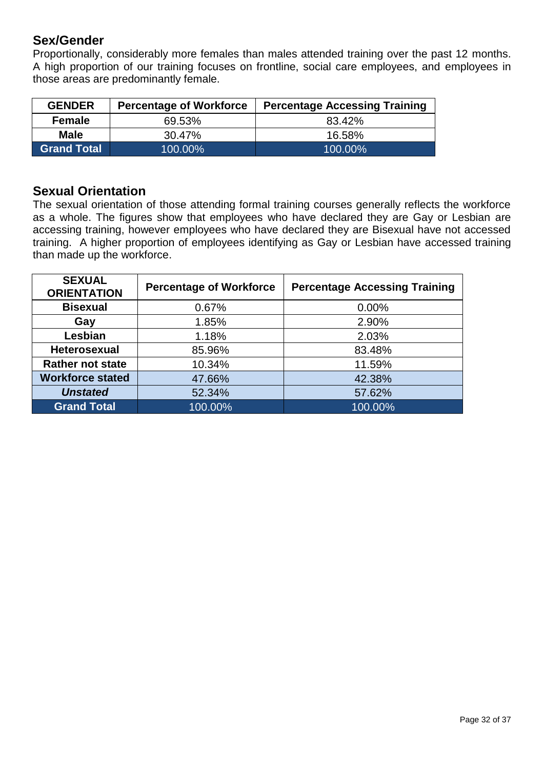## Sex/Gender

Proportionally, considerably more females than males attended training over the past 12 months. A high proportion of our training focuses on frontline, social care employees, and employees in those areas are predominantly female.

| GENDER | Percentage of Workforce | Percentage Accessing Training |
|---|---|---|
| **Female** | 69.53% | 83.42% |
| **Male** | 30.47% | 16.58% |
| **Grand Total** | 100.00% | 100.00% |

## Sexual Orientation

The sexual orientation of those attending formal training courses generally reflects the workforce as a whole. The figures show that employees who have declared they are Gay or Lesbian are accessing training, however employees who have declared they are Bisexual have not accessed training. A higher proportion of employees identifying as Gay or Lesbian have accessed training than made up the workforce.

| SEXUAL ORIENTATION | Percentage of Workforce | Percentage Accessing Training |
|---|---|---|
| **Bisexual** | 0.67% | 0.00% |
| **Gay** | 1.85% | 2.90% |
| **Lesbian** | 1.18% | 2.03% |
| **Heterosexual** | 85.96% | 83.48% |
| **Rather not state** | 10.34% | 11.59% |
| **Workforce stated** | 47.66% | 42.38% |
| ***Unstated*** | 52.34% | 57.62% |
| **Grand Total** | 100.00% | 100.00% |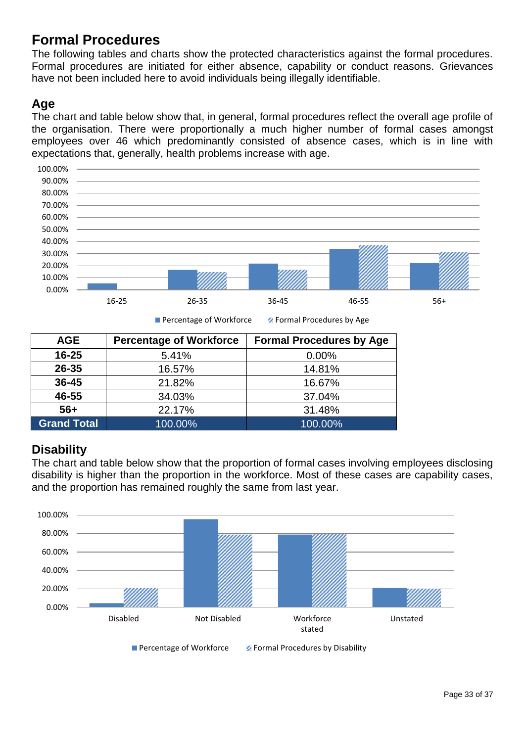## Formal Procedures

The following tables and charts show the protected characteristics against the formal procedures. Formal procedures are initiated for either absence, capability or conduct reasons. Grievances have not been included here to avoid individuals being illegally identifiable.

### Age

The chart and table below show that, in general, formal procedures reflect the overall age profile of the organisation. There were proportionally a much higher number of formal cases amongst employees over 46 which predominantly consisted of absence cases, which is in line with expectations that, generally, health problems increase with age.

| AGE | Percentage of Workforce | Formal Procedures by Age |
|---|---|---|
| **16-25** | 5.41% | 0.00% |
| **26-35** | 16.57% | 14.81% |
| **36-45** | 21.82% | 16.67% |
| **46-55** | 34.03% | 37.04% |
| **56+** | 22.17% | 31.48% |
| **Grand Total** | 100.00% | 100.00% |

### Disability

The chart and table below show that the proportion of formal cases involving employees disclosing disability is higher than the proportion in the workforce. Most of these cases are capability cases, and the proportion has remained roughly the same from last year.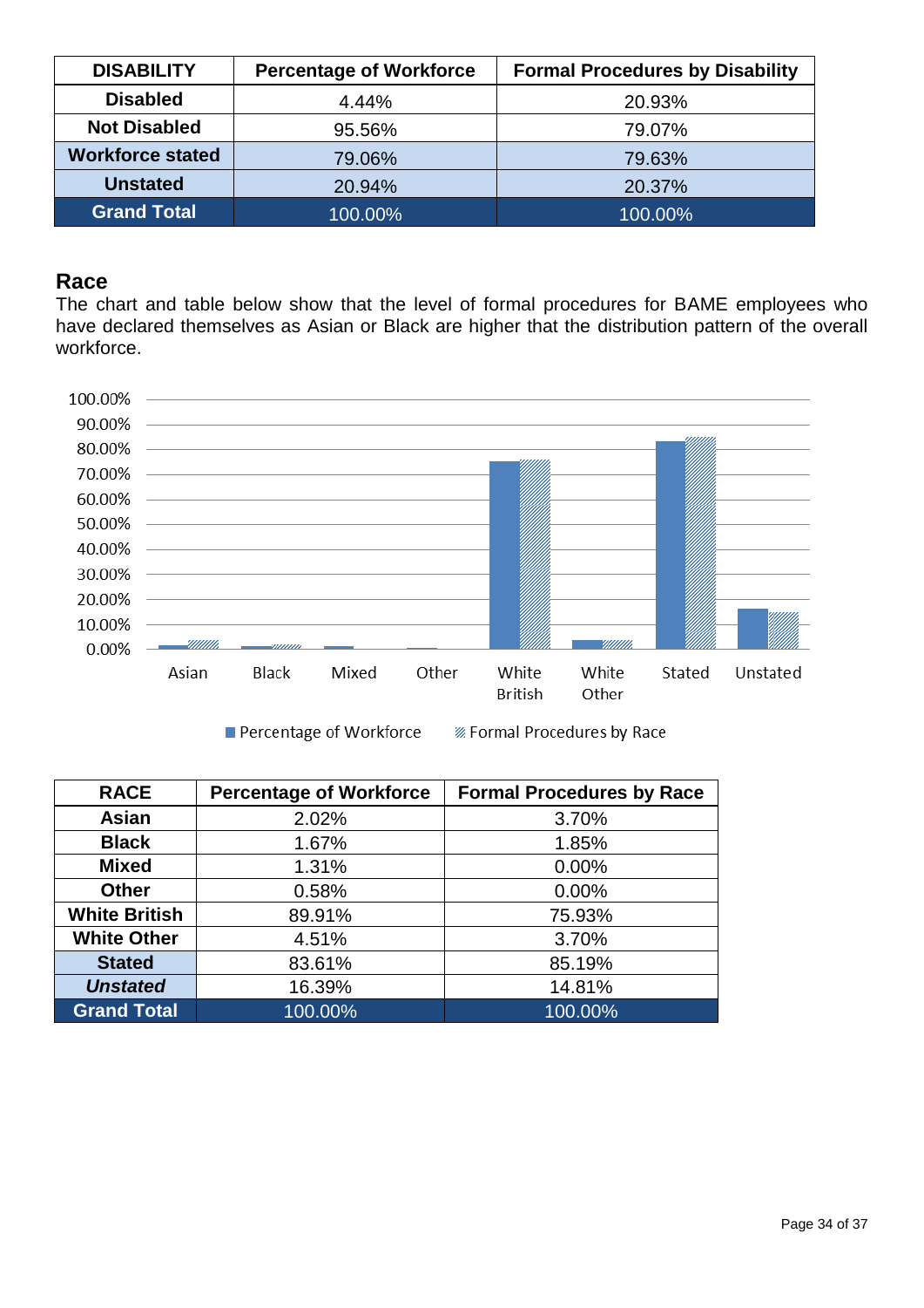| DISABILITY | Percentage of Workforce | Formal Procedures by Disability |
|---|---|---|
| **Disabled** | 4.44% | 20.93% |
| **Not Disabled** | 95.56% | 79.07% |
| **Workforce stated** | 79.06% | 79.63% |
| **Unstated** | 20.94% | 20.37% |
| **Grand Total** | 100.00% | 100.00% |

## Race

The chart and table below show that the level of formal procedures for BAME employees who have declared themselves as Asian or Black are higher that the distribution pattern of the overall workforce.

| RACE | Percentage of Workforce | Formal Procedures by Race |
|---|---|---|
| **Asian** | 2.02% | 3.70% |
| **Black** | 1.67% | 1.85% |
| **Mixed** | 1.31% | 0.00% |
| **Other** | 0.58% | 0.00% |
| **White British** | 89.91% | 75.93% |
| **White Other** | 4.51% | 3.70% |
| **Stated** | 83.61% | 85.19% |
| ***Unstated*** | 16.39% | 14.81% |
| **Grand Total** | 100.00% | 100.00% |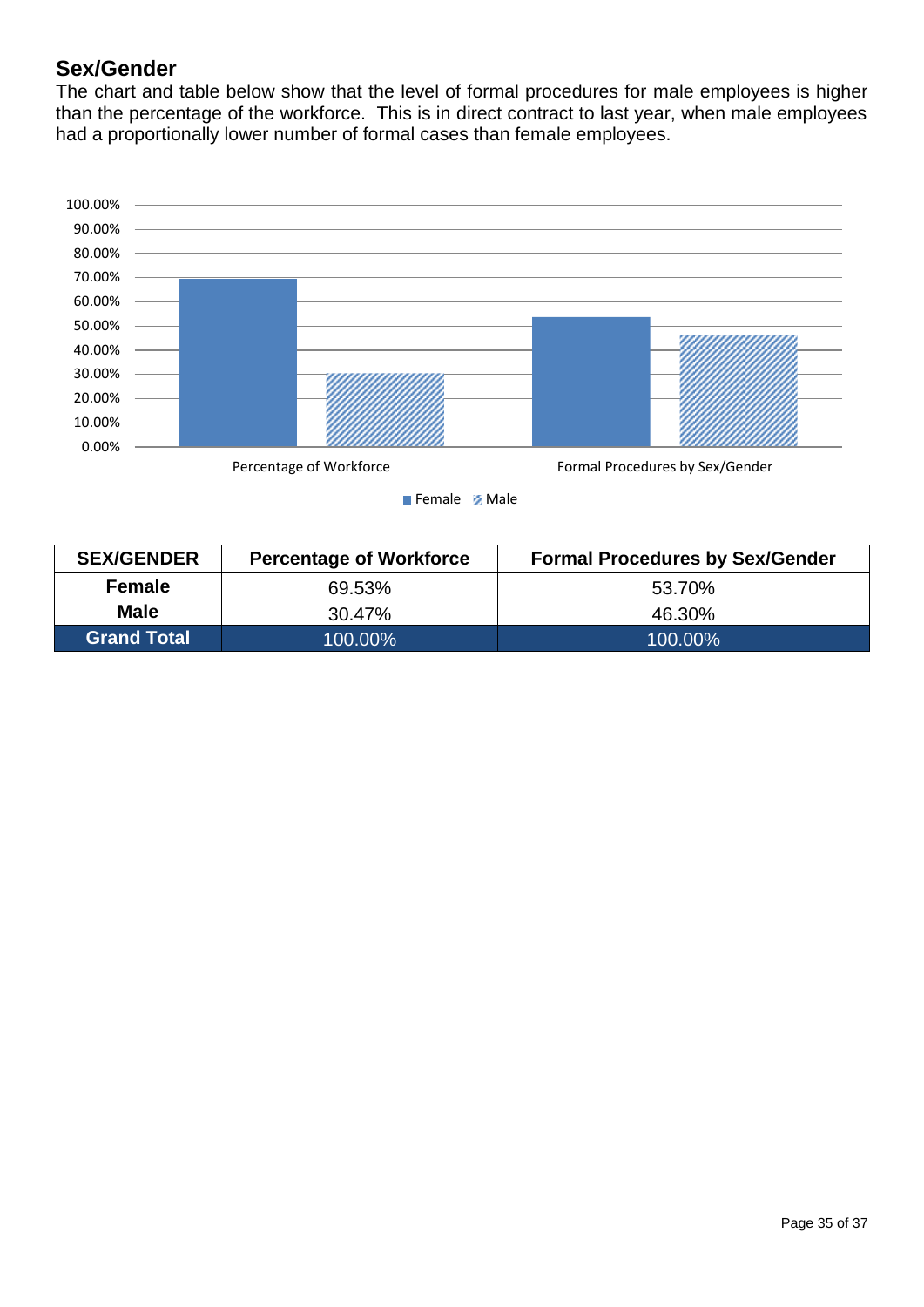## Sex/Gender

The chart and table below show that the level of formal procedures for male employees is higher than the percentage of the workforce. This is in direct contract to last year, when male employees had a proportionally lower number of formal cases than female employees.

| SEX/GENDER | Percentage of Workforce | Formal Procedures by Sex/Gender |
|---|---|---|
| **Female** | 69.53% | 53.70% |
| **Male** | 30.47% | 46.30% |
| **Grand Total** | 100.00% | 100.00% |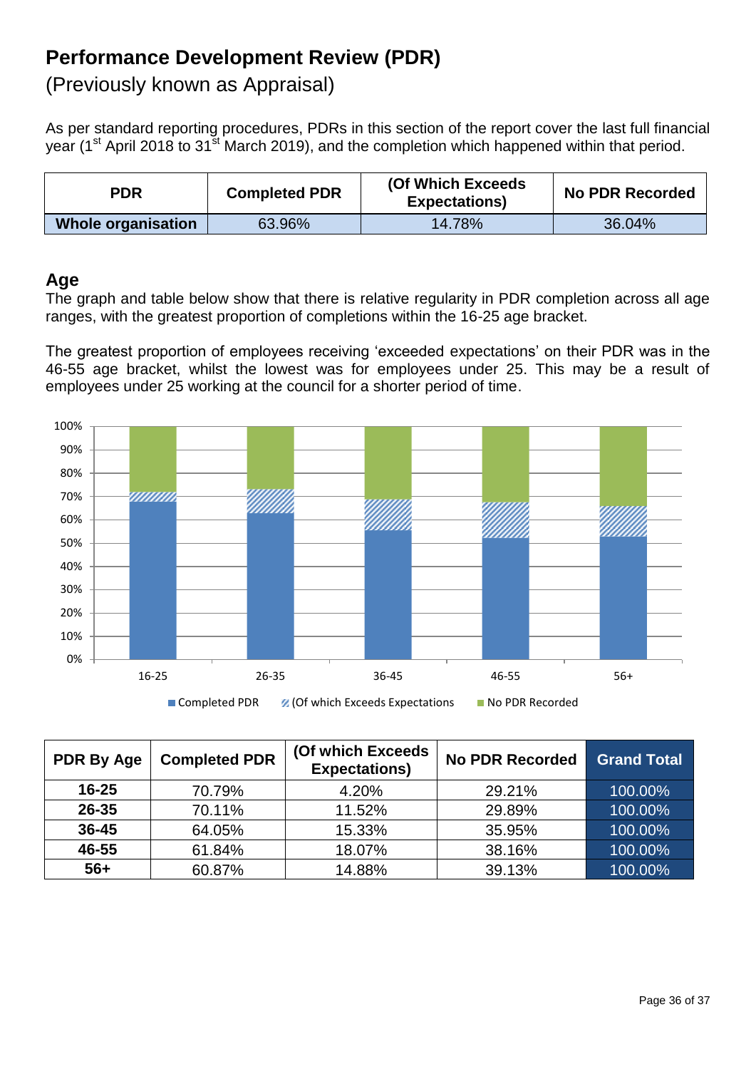# Performance Development Review (PDR)

(Previously known as Appraisal)

As per standard reporting procedures, PDRs in this section of the report cover the last full financial year (1st April 2018 to 31st March 2019), and the completion which happened within that period.

| PDR | Completed PDR | (Of Which Exceeds Expectations) | No PDR Recorded |
|---|---|---|---|
| **Whole organisation** | 63.96% | 14.78% | 36.04% |

## Age

The graph and table below show that there is relative regularity in PDR completion across all age ranges, with the greatest proportion of completions within the 16-25 age bracket.

The greatest proportion of employees receiving 'exceeded expectations' on their PDR was in the 46-55 age bracket, whilst the lowest was for employees under 25. This may be a result of employees under 25 working at the council for a shorter period of time.

| PDR By Age | Completed PDR | (Of which Exceeds Expectations) | No PDR Recorded | Grand Total |
|---|---|---|---|---|
| **16-25** | 70.79% | 4.20% | 29.21% | 100.00% |
| **26-35** | 70.11% | 11.52% | 29.89% | 100.00% |
| **36-45** | 64.05% | 15.33% | 35.95% | 100.00% |
| **46-55** | 61.84% | 18.07% | 38.16% | 100.00% |
| **56+** | 60.87% | 14.88% | 39.13% | 100.00% |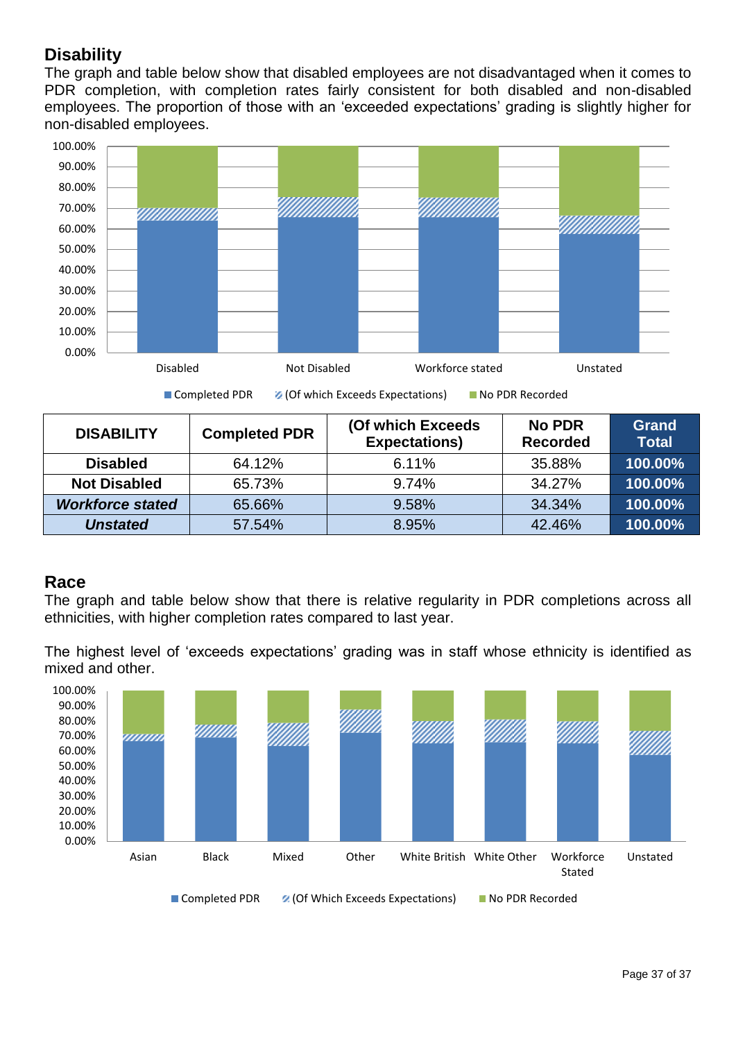## Disability

The graph and table below show that disabled employees are not disadvantaged when it comes to PDR completion, with completion rates fairly consistent for both disabled and non-disabled employees. The proportion of those with an 'exceeded expectations' grading is slightly higher for non-disabled employees.

| DISABILITY | Completed PDR | (Of which Exceeds Expectations) | No PDR Recorded | Grand Total |
|---|---|---|---|---|
| **Disabled** | 64.12% | 6.11% | 35.88% | **100.00%** |
| **Not Disabled** | 65.73% | 9.74% | 34.27% | **100.00%** |
| ***Workforce stated*** | 65.66% | 9.58% | 34.34% | **100.00%** |
| ***Unstated*** | 57.54% | 8.95% | 42.46% | **100.00%** |

## Race

The graph and table below show that there is relative regularity in PDR completions across all ethnicities, with higher completion rates compared to last year.

The highest level of 'exceeds expectations' grading was in staff whose ethnicity is identified as mixed and other.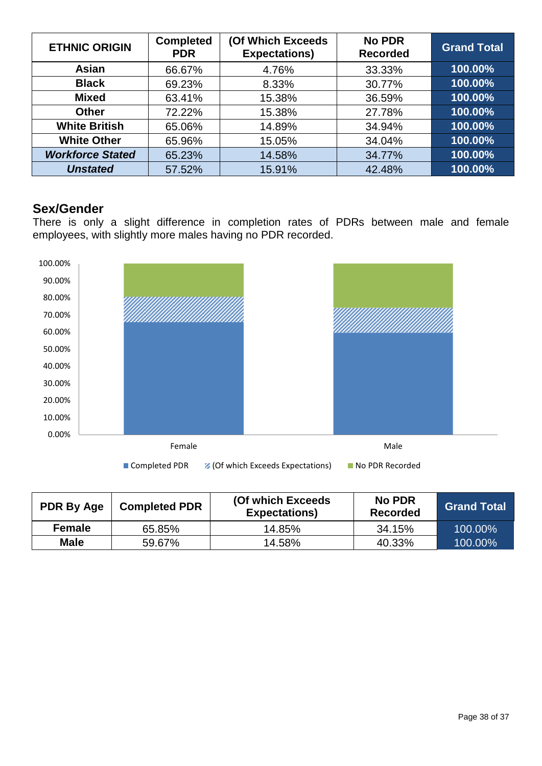| ETHNIC ORIGIN | Completed PDR | (Of Which Exceeds Expectations) | No PDR Recorded | Grand Total |
|---|---|---|---|---|
| **Asian** | 66.67% | 4.76% | 33.33% | **100.00%** |
| **Black** | 69.23% | 8.33% | 30.77% | **100.00%** |
| **Mixed** | 63.41% | 15.38% | 36.59% | **100.00%** |
| **Other** | 72.22% | 15.38% | 27.78% | **100.00%** |
| **White British** | 65.06% | 14.89% | 34.94% | **100.00%** |
| **White Other** | 65.96% | 15.05% | 34.04% | **100.00%** |
| ***Workforce Stated*** | 65.23% | 14.58% | 34.77% | **100.00%** |
| ***Unstated*** | 57.52% | 15.91% | 42.48% | **100.00%** |

## Sex/Gender

There is only a slight difference in completion rates of PDRs between male and female employees, with slightly more males having no PDR recorded.

100.00%
90.00%
80.00%
70.00%
60.00%
50.00%
40.00%
30.00%
20.00%
10.00%
0.00%

Female
Male

Completed PDR
(Of which Exceeds Expectations)
No PDR Recorded

| PDR By Age | Completed PDR | (Of which Exceeds Expectations) | No PDR Recorded | Grand Total |
|---|---|---|---|---|
| **Female** | 65.85% | 14.85% | 34.15% | 100.00% |
| **Male** | 59.67% | 14.58% | 40.33% | 100.00% |